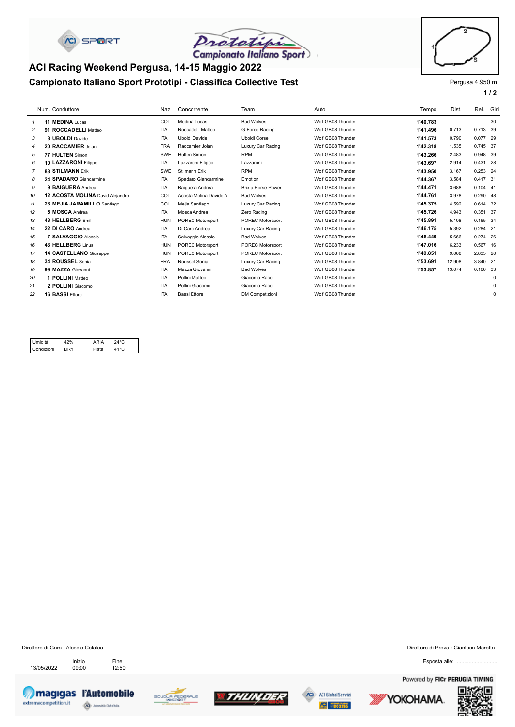# ACI Racing Weekend Pergusa, 14-15 Maggio 2022

## Campionato Italiano Sport Prototipi - Classifica Collective Test

Pergusa 4.950 m

| | Num. | Conduttore | Naz | Concorrente | Team | Auto | Tempo | Dist. | Rel. | Giri |
|---|---|---|---|---|---|---|---|---|---|---|
| 1 | 11 | **MEDINA** Lucas | COL | Medina Lucas | Bad Wolves | Wolf GB08 Thunder | **1'40.783** | | | 30 |
| 2 | 91 | **ROCCADELLI** Matteo | ITA | Roccadelli Matteo | G-Force Racing | Wolf GB08 Thunder | **1'41.496** | 0.713 | 0.713 | 39 |
| 3 | 8 | **UBOLDI** Davide | ITA | Uboldi Davide | Uboldi Corse | Wolf GB08 Thunder | **1'41.573** | 0.790 | 0.077 | 29 |
| 4 | 20 | **RACCAMIER** Jolan | FRA | Raccamier Jolan | Luxury Car Racing | Wolf GB08 Thunder | **1'42.318** | 1.535 | 0.745 | 37 |
| 5 | 77 | **HULTEN** Simon | SWE | Hulten Simon | RPM | Wolf GB08 Thunder | **1'43.266** | 2.483 | 0.948 | 39 |
| 6 | 10 | **LAZZARONI** Filippo | ITA | Lazzaroni Filippo | Lazzaroni | Wolf GB08 Thunder | **1'43.697** | 2.914 | 0.431 | 28 |
| 7 | 88 | **STILMANN** Erik | SWE | Stilmann Erik | RPM | Wolf GB08 Thunder | **1'43.950** | 3.167 | 0.253 | 24 |
| 8 | 24 | **SPADARO** Giancarmine | ITA | Spadaro Giancarmine | Emotion | Wolf GB08 Thunder | **1'44.367** | 3.584 | 0.417 | 31 |
| 9 | 9 | **BAIGUERA** Andrea | ITA | Baiguera Andrea | Brixia Horse Power | Wolf GB08 Thunder | **1'44.471** | 3.688 | 0.104 | 41 |
| 10 | 12 | **ACOSTA MOLINA** David Alejandro | COL | Acosta Molina Davide A. | Bad Wolves | Wolf GB08 Thunder | **1'44.761** | 3.978 | 0.290 | 48 |
| 11 | 28 | **MEJIA JARAMILLO** Santiago | COL | Mejia Santiago | Luxury Car Racing | Wolf GB08 Thunder | **1'45.375** | 4.592 | 0.614 | 32 |
| 12 | 5 | **MOSCA** Andrea | ITA | Mosca Andrea | Zero Racing | Wolf GB08 Thunder | **1'45.726** | 4.943 | 0.351 | 37 |
| 13 | 48 | **HELLBERG** Emil | HUN | POREC Motorsport | POREC Motorsport | Wolf GB08 Thunder | **1'45.891** | 5.108 | 0.165 | 34 |
| 14 | 22 | **DI CARO** Andrea | ITA | Di Caro Andrea | Luxury Car Racing | Wolf GB08 Thunder | **1'46.175** | 5.392 | 0.284 | 21 |
| 15 | 7 | **SALVAGGIO** Alessio | ITA | Salvaggio Alessio | Bad Wolves | Wolf GB08 Thunder | **1'46.449** | 5.666 | 0.274 | 26 |
| 16 | 43 | **HELLBERG** Linus | HUN | POREC Motorsport | POREC Motorsport | Wolf GB08 Thunder | **1'47.016** | 6.233 | 0.567 | 16 |
| 17 | 14 | **CASTELLANO** Giuseppe | HUN | POREC Motorsport | POREC Motorsport | Wolf GB08 Thunder | **1'49.851** | 9.068 | 2.835 | 20 |
| 18 | 34 | **ROUSSEL** Sonia | FRA | Roussel Sonia | Luxury Car Racing | Wolf GB08 Thunder | **1'53.691** | 12.908 | 3.840 | 21 |
| 19 | 99 | **MAZZA** Giovanni | ITA | Mazza Giovanni | Bad Wolves | Wolf GB08 Thunder | **1'53.857** | 13.074 | 0.166 | 33 |
| 20 | 1 | **POLLINI** Matteo | ITA | Pollini Matteo | Giacomo Race | Wolf GB08 Thunder | | | | 0 |
| 21 | 2 | **POLLINI** Giacomo | ITA | Pollini Giacomo | Giacomo Race | Wolf GB08 Thunder | | | | 0 |
| 22 | 16 | **BASSI** Ettore | ITA | Bassi Ettore | DM Competizioni | Wolf GB08 Thunder | | | | 0 |

| Umidità | 42% | ARIA | 24°C |
|---|---|---|---|
| Condizioni | DRY | Pista | 41°C |

Direttore di Gara : Alessio Colaleo

Direttore di Prova : Gianluca Marotta

| | Inizio | Fine |
|---|---|---|
| 13/05/2022 | 09:00 | 12:50 |

Esposta alle: ..........................

Powered by FICr PERUGIA TIMING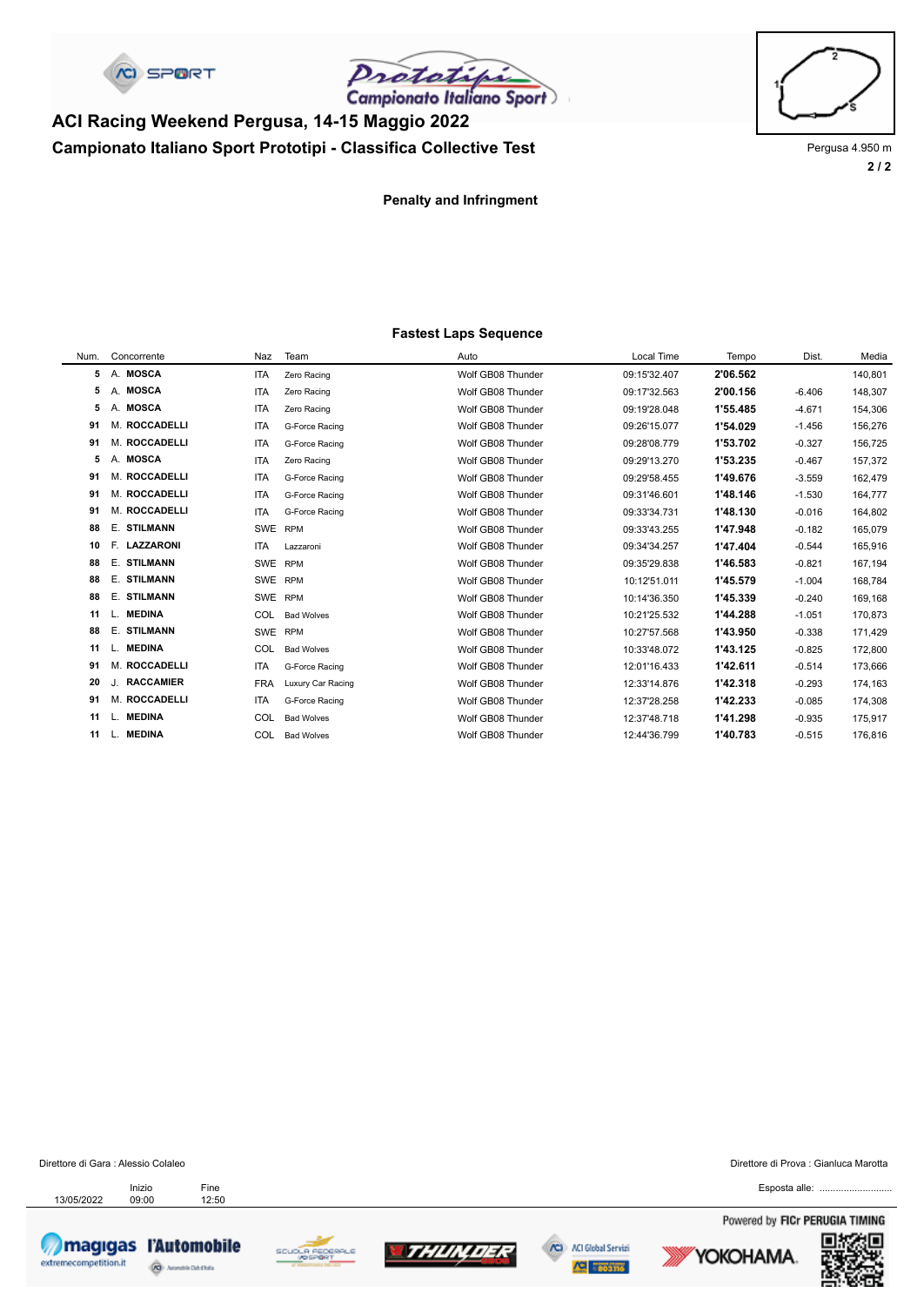# ACI Racing Weekend Pergusa, 14-15 Maggio 2022

## Campionato Italiano Sport Prototipi - Classifica Collective Test

Pergusa 4.950 m

### Penalty and Infringment

### Fastest Laps Sequence

| Num. | Concorrente | Naz | Team | Auto | Local Time | Tempo | Dist. | Media |
|---|---|---|---|---|---|---|---|---|
| 5 | A. **MOSCA** | ITA | Zero Racing | Wolf GB08 Thunder | 09:15'32.407 | **2'06.562** | | 140,801 |
| 5 | A. **MOSCA** | ITA | Zero Racing | Wolf GB08 Thunder | 09:17'32.563 | **2'00.156** | -6.406 | 148,307 |
| 5 | A. **MOSCA** | ITA | Zero Racing | Wolf GB08 Thunder | 09:19'28.048 | **1'55.485** | -4.671 | 154,306 |
| 91 | M. **ROCCADELLI** | ITA | G-Force Racing | Wolf GB08 Thunder | 09:26'15.077 | **1'54.029** | -1.456 | 156,276 |
| 91 | M. **ROCCADELLI** | ITA | G-Force Racing | Wolf GB08 Thunder | 09:28'08.779 | **1'53.702** | -0.327 | 156,725 |
| 5 | A. **MOSCA** | ITA | Zero Racing | Wolf GB08 Thunder | 09:29'13.270 | **1'53.235** | -0.467 | 157,372 |
| 91 | M. **ROCCADELLI** | ITA | G-Force Racing | Wolf GB08 Thunder | 09:29'58.455 | **1'49.676** | -3.559 | 162,479 |
| 91 | M. **ROCCADELLI** | ITA | G-Force Racing | Wolf GB08 Thunder | 09:31'46.601 | **1'48.146** | -1.530 | 164,777 |
| 91 | M. **ROCCADELLI** | ITA | G-Force Racing | Wolf GB08 Thunder | 09:33'34.731 | **1'48.130** | -0.016 | 164,802 |
| 88 | E. **STILMANN** | SWE | RPM | Wolf GB08 Thunder | 09:33'43.255 | **1'47.948** | -0.182 | 165,079 |
| 10 | F. **LAZZARONI** | ITA | Lazzaroni | Wolf GB08 Thunder | 09:34'34.257 | **1'47.404** | -0.544 | 165,916 |
| 88 | E. **STILMANN** | SWE | RPM | Wolf GB08 Thunder | 09:35'29.838 | **1'46.583** | -0.821 | 167,194 |
| 88 | E. **STILMANN** | SWE | RPM | Wolf GB08 Thunder | 10:12'51.011 | **1'45.579** | -1.004 | 168,784 |
| 88 | E. **STILMANN** | SWE | RPM | Wolf GB08 Thunder | 10:14'36.350 | **1'45.339** | -0.240 | 169,168 |
| 11 | L. **MEDINA** | COL | Bad Wolves | Wolf GB08 Thunder | 10:21'25.532 | **1'44.288** | -1.051 | 170,873 |
| 88 | E. **STILMANN** | SWE | RPM | Wolf GB08 Thunder | 10:27'57.568 | **1'43.950** | -0.338 | 171,429 |
| 11 | L. **MEDINA** | COL | Bad Wolves | Wolf GB08 Thunder | 10:33'48.072 | **1'43.125** | -0.825 | 172,800 |
| 91 | M. **ROCCADELLI** | ITA | G-Force Racing | Wolf GB08 Thunder | 12:01'16.433 | **1'42.611** | -0.514 | 173,666 |
| 20 | J. **RACCAMIER** | FRA | Luxury Car Racing | Wolf GB08 Thunder | 12:33'14.876 | **1'42.318** | -0.293 | 174,163 |
| 91 | M. **ROCCADELLI** | ITA | G-Force Racing | Wolf GB08 Thunder | 12:37'28.258 | **1'42.233** | -0.085 | 174,308 |
| 11 | L. **MEDINA** | COL | Bad Wolves | Wolf GB08 Thunder | 12:37'48.718 | **1'41.298** | -0.935 | 175,917 |
| 11 | L. **MEDINA** | COL | Bad Wolves | Wolf GB08 Thunder | 12:44'36.799 | **1'40.783** | -0.515 | 176,816 |

Direttore di Gara : Alessio Colaleo

Direttore di Prova : Gianluca Marotta

| | Inizio | Fine |
|---|---|---|
| 13/05/2022 | 09:00 | 12:50 |

Esposta alle: ...........................

Powered by FICr PERUGIA TIMING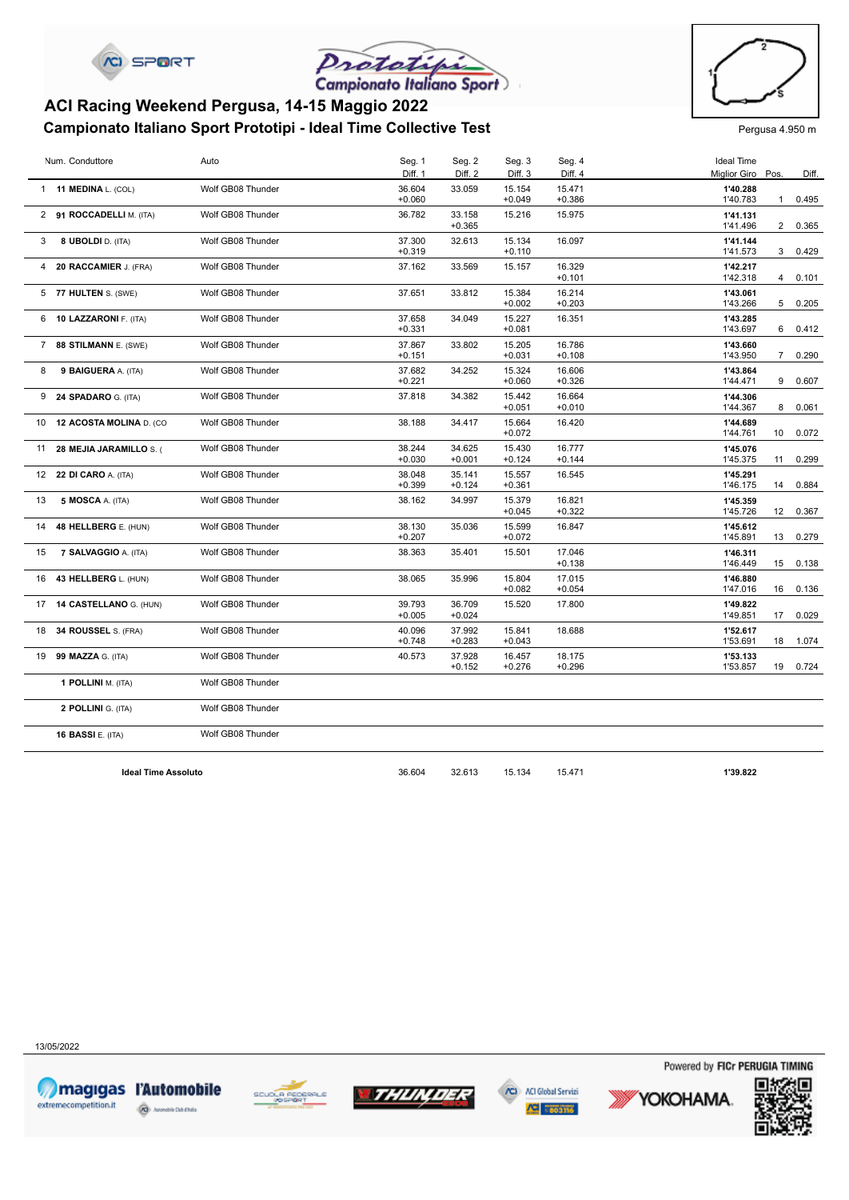# ACI Racing Weekend Pergusa, 14-15 Maggio 2022

## Campionato Italiano Sport Prototipi - Ideal Time Collective Test

Pergusa 4.950 m

| | Num. Conduttore | Auto | Seg. 1 Diff. 1 | Seg. 2 Diff. 2 | Seg. 3 Diff. 3 | Seg. 4 Diff. 4 | Ideal Time Miglior Giro | Pos. | Diff. |
|---|---|---|---|---|---|---|---|---|---|
| 1 | **11 MEDINA** L. (COL) | Wolf GB08 Thunder | 36.604 +0.060 | 33.059 | 15.154 +0.049 | 15.471 +0.386 | **1'40.288** 1'40.783 | 1 | 0.495 |
| 2 | **91 ROCCADELLI** M. (ITA) | Wolf GB08 Thunder | 36.782 | 33.158 +0.365 | 15.216 | 15.975 | **1'41.131** 1'41.496 | 2 | 0.365 |
| 3 | **8 UBOLDI** D. (ITA) | Wolf GB08 Thunder | 37.300 +0.319 | 32.613 | 15.134 +0.110 | 16.097 | **1'41.144** 1'41.573 | 3 | 0.429 |
| 4 | **20 RACCAMIER** J. (FRA) | Wolf GB08 Thunder | 37.162 | 33.569 | 15.157 | 16.329 +0.101 | **1'42.217** 1'42.318 | 4 | 0.101 |
| 5 | **77 HULTEN** S. (SWE) | Wolf GB08 Thunder | 37.651 | 33.812 | 15.384 +0.002 | 16.214 +0.203 | **1'43.061** 1'43.266 | 5 | 0.205 |
| 6 | **10 LAZZARONI** F. (ITA) | Wolf GB08 Thunder | 37.658 +0.331 | 34.049 | 15.227 +0.081 | 16.351 | **1'43.285** 1'43.697 | 6 | 0.412 |
| 7 | **88 STILMANN** E. (SWE) | Wolf GB08 Thunder | 37.867 +0.151 | 33.802 | 15.205 +0.031 | 16.786 +0.108 | **1'43.660** 1'43.950 | 7 | 0.290 |
| 8 | **9 BAIGUERA** A. (ITA) | Wolf GB08 Thunder | 37.682 +0.221 | 34.252 | 15.324 +0.060 | 16.606 +0.326 | **1'43.864** 1'44.471 | 9 | 0.607 |
| 9 | **24 SPADARO** G. (ITA) | Wolf GB08 Thunder | 37.818 | 34.382 | 15.442 +0.051 | 16.664 +0.010 | **1'44.306** 1'44.367 | 8 | 0.061 |
| 10 | **12 ACOSTA MOLINA** D. (CO | Wolf GB08 Thunder | 38.188 | 34.417 | 15.664 +0.072 | 16.420 | **1'44.689** 1'44.761 | 10 | 0.072 |
| 11 | **28 MEJIA JARAMILLO** S. ( | Wolf GB08 Thunder | 38.244 +0.030 | 34.625 +0.001 | 15.430 +0.124 | 16.777 +0.144 | **1'45.076** 1'45.375 | 11 | 0.299 |
| 12 | **22 DI CARO** A. (ITA) | Wolf GB08 Thunder | 38.048 +0.399 | 35.141 +0.124 | 15.557 +0.361 | 16.545 | **1'45.291** 1'46.175 | 14 | 0.884 |
| 13 | **5 MOSCA** A. (ITA) | Wolf GB08 Thunder | 38.162 | 34.997 | 15.379 +0.045 | 16.821 +0.322 | **1'45.359** 1'45.726 | 12 | 0.367 |
| 14 | **48 HELLBERG** E. (HUN) | Wolf GB08 Thunder | 38.130 +0.207 | 35.036 | 15.599 +0.072 | 16.847 | **1'45.612** 1'45.891 | 13 | 0.279 |
| 15 | **7 SALVAGGIO** A. (ITA) | Wolf GB08 Thunder | 38.363 | 35.401 | 15.501 | 17.046 +0.138 | **1'46.311** 1'46.449 | 15 | 0.138 |
| 16 | **43 HELLBERG** L. (HUN) | Wolf GB08 Thunder | 38.065 | 35.996 | 15.804 +0.082 | 17.015 +0.054 | **1'46.880** 1'47.016 | 16 | 0.136 |
| 17 | **14 CASTELLANO** G. (HUN) | Wolf GB08 Thunder | 39.793 +0.005 | 36.709 +0.024 | 15.520 | 17.800 | **1'49.822** 1'49.851 | 17 | 0.029 |
| 18 | **34 ROUSSEL** S. (FRA) | Wolf GB08 Thunder | 40.096 +0.748 | 37.992 +0.283 | 15.841 +0.043 | 18.688 | **1'52.617** 1'53.691 | 18 | 1.074 |
| 19 | **99 MAZZA** G. (ITA) | Wolf GB08 Thunder | 40.573 | 37.928 +0.152 | 16.457 +0.276 | 18.175 +0.296 | **1'53.133** 1'53.857 | 19 | 0.724 |
| | **1 POLLINI** M. (ITA) | Wolf GB08 Thunder | | | | | | | |
| | **2 POLLINI** G. (ITA) | Wolf GB08 Thunder | | | | | | | |
| | **16 BASSI** E. (ITA) | Wolf GB08 Thunder | | | | | | | |
| | **Ideal Time Assoluto** | | 36.604 | 32.613 | 15.134 | 15.471 | **1'39.822** | | |

13/05/2022

Powered by FICr PERUGIA TIMING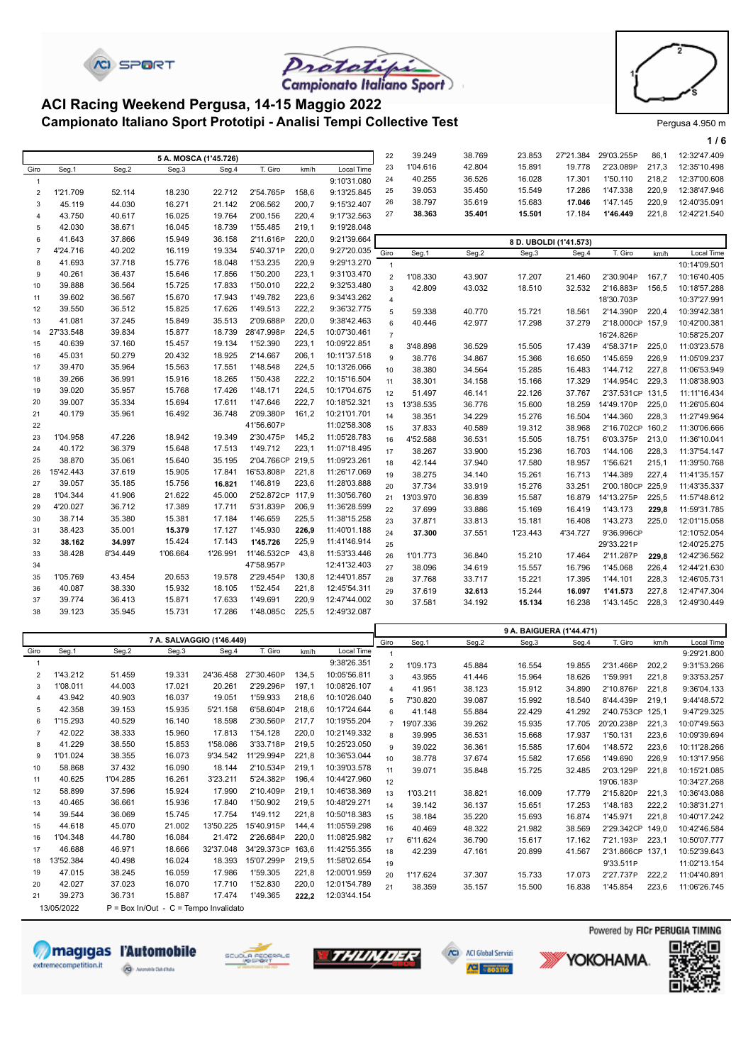# ACI Racing Weekend Pergusa, 14-15 Maggio 2022

## Campionato Italiano Sport Prototipi - Analisi Tempi Collective Test

Pergusa 4.950 m

| 5 A. MOSCA (1'45.726) | | | | | | | |
|---|---|---|---|---|---|---|---|
| Giro | Seg.1 | Seg.2 | Seg.3 | Seg.4 | T. Giro | km/h | Local Time |
| 1 | | | | | | | 9:10'31.080 |
| 2 | 1'21.709 | 52.114 | 18.230 | 22.712 | 2'54.765P | 158,6 | 9:13'25.845 |
| 3 | 45.119 | 44.030 | 16.271 | 21.142 | 2'06.562 | 200,7 | 9:15'32.407 |
| 4 | 43.750 | 40.617 | 16.025 | 19.764 | 2'00.156 | 220,4 | 9:17'32.563 |
| 5 | 42.030 | 38.671 | 16.045 | 18.739 | 1'55.485 | 219,1 | 9:19'28.048 |
| 6 | 41.643 | 37.866 | 15.949 | 36.158 | 2'11.616P | 220,0 | 9:21'39.664 |
| 7 | 4'24.716 | 40.202 | 16.119 | 19.334 | 5'40.371P | 220,0 | 9:27'20.035 |
| 8 | 41.693 | 37.718 | 15.776 | 18.048 | 1'53.235 | 220,9 | 9:29'13.270 |
| 9 | 40.261 | 36.437 | 15.646 | 17.856 | 1'50.200 | 223,1 | 9:31'03.470 |
| 10 | 39.888 | 36.564 | 15.725 | 17.833 | 1'50.010 | 222,2 | 9:32'53.480 |
| 11 | 39.602 | 36.567 | 15.670 | 17.943 | 1'49.782 | 223,6 | 9:34'43.262 |
| 12 | 39.550 | 36.512 | 15.825 | 17.626 | 1'49.513 | 222,2 | 9:36'32.775 |
| 13 | 41.081 | 37.245 | 15.849 | 35.513 | 2'09.688P | 220,0 | 9:38'42.463 |
| 14 | 27'33.548 | 39.834 | 15.877 | 18.739 | 28'47.998P | 224,5 | 10:07'30.461 |
| 15 | 40.639 | 37.160 | 15.457 | 19.134 | 1'52.390 | 223,1 | 10:09'22.851 |
| 16 | 45.031 | 50.279 | 20.432 | 18.925 | 2'14.667 | 206,1 | 10:11'37.518 |
| 17 | 39.470 | 35.964 | 15.563 | 17.551 | 1'48.548 | 224,5 | 10:13'26.066 |
| 18 | 39.266 | 36.991 | 15.916 | 18.265 | 1'50.438 | 222,2 | 10:15'16.504 |
| 19 | 39.020 | 35.957 | 15.768 | 17.426 | 1'48.171 | 224,5 | 10:17'04.675 |
| 20 | 39.007 | 35.334 | 15.694 | 17.611 | 1'47.646 | 222,2 | 10:18'52.321 |
| 21 | 40.179 | 35.961 | 16.492 | 36.748 | 2'09.380P | 161,2 | 10:21'01.701 |
| 22 | | | | | 41'56.607P | | 11:02'58.308 |
| 23 | 1'04.958 | 47.226 | 18.942 | 19.349 | 2'30.475P | 145,2 | 11:05'28.783 |
| 24 | 40.172 | 36.379 | 15.648 | 17.513 | 1'49.712 | 223,1 | 11:07'18.495 |
| 25 | 38.870 | 35.061 | 15.640 | 35.195 | 2'04.766CP | 219,5 | 11:09'23.261 |
| 26 | 15'42.443 | 37.619 | 15.905 | 17.841 | 16'53.808P | 221,8 | 11:26'17.069 |
| 27 | 39.057 | 35.185 | 15.756 | **16.821** | 1'46.819 | 223,6 | 11:28'03.888 |
| 28 | 1'04.344 | 41.906 | 21.622 | 45.000 | 2'52.872CP | 117,9 | 11:30'56.760 |
| 29 | 4'20.027 | 36.712 | 17.389 | 17.711 | 5'31.839P | 206,9 | 11:36'28.599 |
| 30 | 38.714 | 35.380 | 15.381 | 17.184 | 1'46.659 | 225,5 | 11:38'15.258 |
| 31 | 38.423 | 35.001 | **15.379** | 17.127 | 1'45.930 | **226,9** | 11:40'01.188 |
| 32 | **38.162** | **34.997** | 15.424 | 17.143 | **1'45.726** | 225,9 | 11:41'46.914 |
| 33 | 38.428 | 8'34.449 | 1'06.664 | 1'26.991 | 11'46.532CP | 43,8 | 11:53'33.446 |
| 34 | | | | | 47'58.957P | | 12:41'32.403 |
| 35 | 1'05.769 | 43.454 | 20.653 | 19.578 | 2'29.454P | 130,8 | 12:44'01.857 |
| 36 | 40.087 | 38.330 | 15.932 | 18.105 | 1'52.454 | 221,8 | 12:45'54.311 |
| 37 | 39.774 | 36.413 | 15.871 | 17.633 | 1'49.691 | 220,9 | 12:47'44.002 |
| 38 | 39.123 | 35.945 | 15.731 | 17.286 | 1'48.085C | 225,5 | 12:49'32.087 |

| 7 A. SALVAGGIO (1'46.449) | | | | | | | |
|---|---|---|---|---|---|---|---|
| Giro | Seg.1 | Seg.2 | Seg.3 | Seg.4 | T. Giro | km/h | Local Time |
| 1 | | | | | | | 9:38'26.351 |
| 2 | 1'43.212 | 51.459 | 19.331 | 24'36.458 | 27'30.460P | 134,5 | 10:05'56.811 |
| 3 | 1'08.011 | 44.003 | 17.021 | 20.261 | 2'29.296P | 197,1 | 10:08'26.107 |
| 4 | 43.942 | 40.903 | 16.037 | 19.051 | 1'59.933 | 218,6 | 10:10'26.040 |
| 5 | 42.358 | 39.153 | 15.935 | 5'21.158 | 6'58.604P | 218,6 | 10:17'24.644 |
| 6 | 1'15.293 | 40.529 | 16.140 | 18.598 | 2'30.560P | 217,7 | 10:19'55.204 |
| 7 | 42.022 | 38.333 | 15.960 | 17.813 | 1'54.128 | 220,0 | 10:21'49.332 |
| 8 | 41.229 | 38.550 | 15.853 | 1'58.086 | 3'33.718P | 219,5 | 10:25'23.050 |
| 9 | 1'01.024 | 38.355 | 16.073 | 9'34.542 | 11'29.994P | 221,8 | 10:36'53.044 |
| 10 | 58.868 | 37.432 | 16.090 | 18.144 | 2'10.534P | 219,1 | 10:39'03.578 |
| 11 | 40.625 | 1'04.285 | 16.261 | 3'23.211 | 5'24.382P | 196,4 | 10:44'27.960 |
| 12 | 58.899 | 37.596 | 15.924 | 17.990 | 2'10.409P | 219,1 | 10:46'38.369 |
| 13 | 40.465 | 36.661 | 15.936 | 17.840 | 1'50.902 | 219,5 | 10:48'29.271 |
| 14 | 39.544 | 36.069 | 15.745 | 17.754 | 1'49.112 | 221,8 | 10:50'18.383 |
| 15 | 44.618 | 45.070 | 21.002 | 13'50.225 | 15'40.915P | 144,4 | 11:05'59.298 |
| 16 | 1'04.348 | 44.780 | 16.084 | 21.472 | 2'26.684P | 220,0 | 11:08'25.982 |
| 17 | 46.688 | 46.971 | 18.666 | 32'37.048 | 34'29.373CP | 163,6 | 11:42'55.355 |
| 18 | 13'52.384 | 40.498 | 16.024 | 18.393 | 15'07.299P | 219,5 | 11:58'02.654 |
| 19 | 47.015 | 38.245 | 16.059 | 17.986 | 1'59.305 | 221,8 | 12:00'01.959 |
| 20 | 42.027 | 37.023 | 16.070 | 17.710 | 1'52.830 | 220,0 | 12:01'54.789 |
| 21 | 39.273 | 36.731 | 15.887 | 17.474 | 1'49.365 | **222,2** | 12:03'44.154 |
| 22 | 39.249 | 38.769 | 23.853 | 27'21.384 | 29'03.255P | 86,1 | 12:32'47.409 |
| 23 | 1'04.616 | 42.804 | 15.891 | 19.778 | 2'23.089P | 217,3 | 12:35'10.498 |
| 24 | 40.255 | 36.526 | 16.028 | 17.301 | 1'50.110 | 218,2 | 12:37'00.608 |
| 25 | 39.053 | 35.450 | 15.549 | 17.286 | 1'47.338 | 220,9 | 12:38'47.946 |
| 26 | 38.797 | 35.619 | 15.683 | **17.046** | 1'47.145 | 220,9 | 12:40'35.091 |
| 27 | **38.363** | **35.401** | **15.501** | 17.184 | **1'46.449** | 221,8 | 12:42'21.540 |

| 8 D. UBOLDI (1'41.573) | | | | | | | |
|---|---|---|---|---|---|---|---|
| Giro | Seg.1 | Seg.2 | Seg.3 | Seg.4 | T. Giro | km/h | Local Time |
| 1 | | | | | | | 10:14'09.501 |
| 2 | 1'08.330 | 43.907 | 17.207 | 21.460 | 2'30.904P | 167,7 | 10:16'40.405 |
| 3 | 42.809 | 43.032 | 18.510 | 32.532 | 2'16.883P | 156,5 | 10:18'57.288 |
| 4 | | | | | 18'30.703P | | 10:37'27.991 |
| 5 | 59.338 | 40.770 | 15.721 | 18.561 | 2'14.390P | 220,4 | 10:39'42.381 |
| 6 | 40.446 | 42.977 | 17.298 | 37.279 | 2'18.000CP | 157,9 | 10:42'00.381 |
| 7 | | | | | 16'24.826P | | 10:58'25.207 |
| 8 | 3'48.898 | 36.529 | 15.505 | 17.439 | 4'58.371P | 225,0 | 11:03'23.578 |
| 9 | 38.776 | 34.867 | 15.366 | 16.650 | 1'45.659 | 226,9 | 11:05'09.237 |
| 10 | 38.380 | 34.564 | 15.285 | 16.483 | 1'44.712 | 227,8 | 11:06'53.949 |
| 11 | 38.301 | 34.158 | 15.166 | 17.329 | 1'44.954C | 229,3 | 11:08'38.903 |
| 12 | 51.497 | 46.141 | 22.126 | 37.767 | 2'37.531CP | 131,5 | 11:11'16.434 |
| 13 | 13'38.535 | 36.776 | 15.600 | 18.259 | 14'49.170P | 225,0 | 11:26'05.604 |
| 14 | 38.351 | 34.229 | 15.276 | 16.504 | 1'44.360 | 228,3 | 11:27'49.964 |
| 15 | 37.833 | 40.589 | 19.312 | 38.968 | 2'16.702CP | 160,2 | 11:30'06.666 |
| 16 | 4'52.588 | 36.531 | 15.505 | 18.751 | 6'03.375P | 213,0 | 11:36'10.041 |
| 17 | 38.267 | 33.900 | 15.236 | 16.703 | 1'44.106 | 228,3 | 11:37'54.147 |
| 18 | 42.144 | 37.940 | 17.580 | 18.957 | 1'56.621 | 215,1 | 11:39'50.768 |
| 19 | 38.275 | 34.140 | 15.261 | 16.713 | 1'44.389 | 227,4 | 11:41'35.157 |
| 20 | 37.734 | 33.919 | 15.276 | 33.251 | 2'00.180CP | 225,9 | 11:43'35.337 |
| 21 | 13'03.970 | 36.839 | 15.587 | 16.879 | 14'13.275P | 225,5 | 11:57'48.612 |
| 22 | 37.699 | 33.886 | 15.169 | 16.419 | 1'43.173 | **229,8** | 11:59'31.785 |
| 23 | 37.871 | 33.813 | 15.181 | 16.408 | 1'43.273 | 225,0 | 12:01'15.058 |
| 24 | **37.300** | 37.551 | 1'23.443 | 4'34.727 | 9'36.996CP | | 12:10'52.054 |
| 25 | | | | | 29'33.221P | | 12:40'25.275 |
| 26 | 1'01.773 | 36.840 | 15.210 | 17.464 | 2'11.287P | **229,8** | 12:42'36.562 |
| 27 | 38.096 | 34.619 | 15.557 | 16.796 | 1'45.068 | 226,4 | 12:44'21.630 |
| 28 | 37.768 | 33.717 | 15.221 | 17.395 | 1'44.101 | 228,3 | 12:46'05.731 |
| 29 | 37.619 | **32.613** | 15.244 | **16.097** | **1'41.573** | 227,8 | 12:47'47.304 |
| 30 | 37.581 | 34.192 | **15.134** | 16.238 | 1'43.145C | 228,3 | 12:49'30.449 |

| 9 A. BAIGUERA (1'44.471) | | | | | | | |
|---|---|---|---|---|---|---|---|
| Giro | Seg.1 | Seg.2 | Seg.3 | Seg.4 | T. Giro | km/h | Local Time |
| 1 | | | | | | | 9:29'21.800 |
| 2 | 1'09.173 | 45.884 | 16.554 | 19.855 | 2'31.466P | 202,2 | 9:31'53.266 |
| 3 | 43.955 | 41.446 | 15.964 | 18.626 | 1'59.991 | 221,8 | 9:33'53.257 |
| 4 | 41.951 | 38.123 | 15.912 | 34.890 | 2'10.876P | 221,8 | 9:36'04.133 |
| 5 | 7'30.820 | 39.087 | 15.992 | 18.540 | 8'44.439P | 219,1 | 9:44'48.572 |
| 6 | 41.148 | 55.884 | 22.429 | 41.292 | 2'40.753CP | 125,1 | 9:47'29.325 |
| 7 | 19'07.336 | 39.262 | 15.935 | 17.705 | 20'20.238P | 221,3 | 10:07'49.563 |
| 8 | 39.995 | 36.531 | 15.668 | 17.937 | 1'50.131 | 223,6 | 10:09'39.694 |
| 9 | 39.022 | 36.361 | 15.585 | 17.604 | 1'48.572 | 223,6 | 10:11'28.266 |
| 10 | 38.778 | 37.674 | 15.582 | 17.656 | 1'49.690 | 226,9 | 10:13'17.956 |
| 11 | 39.071 | 35.848 | 15.725 | 32.485 | 2'03.129P | 221,8 | 10:15'21.085 |
| 12 | | | | | 19'06.183P | | 10:34'27.268 |
| 13 | 1'03.211 | 38.821 | 16.009 | 17.779 | 2'15.820P | 221,3 | 10:36'43.088 |
| 14 | 39.142 | 36.137 | 15.651 | 17.253 | 1'48.183 | 222,2 | 10:38'31.271 |
| 15 | 38.184 | 35.220 | 15.693 | 16.874 | 1'45.971 | 221,8 | 10:40'17.242 |
| 16 | 40.469 | 48.322 | 21.982 | 38.569 | 2'29.342CP | 149,0 | 10:42'46.584 |
| 17 | 6'11.624 | 36.790 | 15.617 | 17.162 | 7'21.193P | 223,1 | 10:50'07.777 |
| 18 | 42.239 | 47.161 | 20.899 | 41.567 | 2'31.866CP | 137,1 | 10:52'39.643 |
| 19 | | | | | 9'33.511P | | 11:02'13.154 |
| 20 | 1'17.624 | 37.307 | 15.733 | 17.073 | 2'27.737P | 222,2 | 11:04'40.891 |
| 21 | 38.359 | 35.157 | 15.500 | 16.838 | 1'45.854 | 223,6 | 11:06'26.745 |

13/05/2022 P = Box In/Out - C = Tempo Invalidato

Powered by FICr PERUGIA TIMING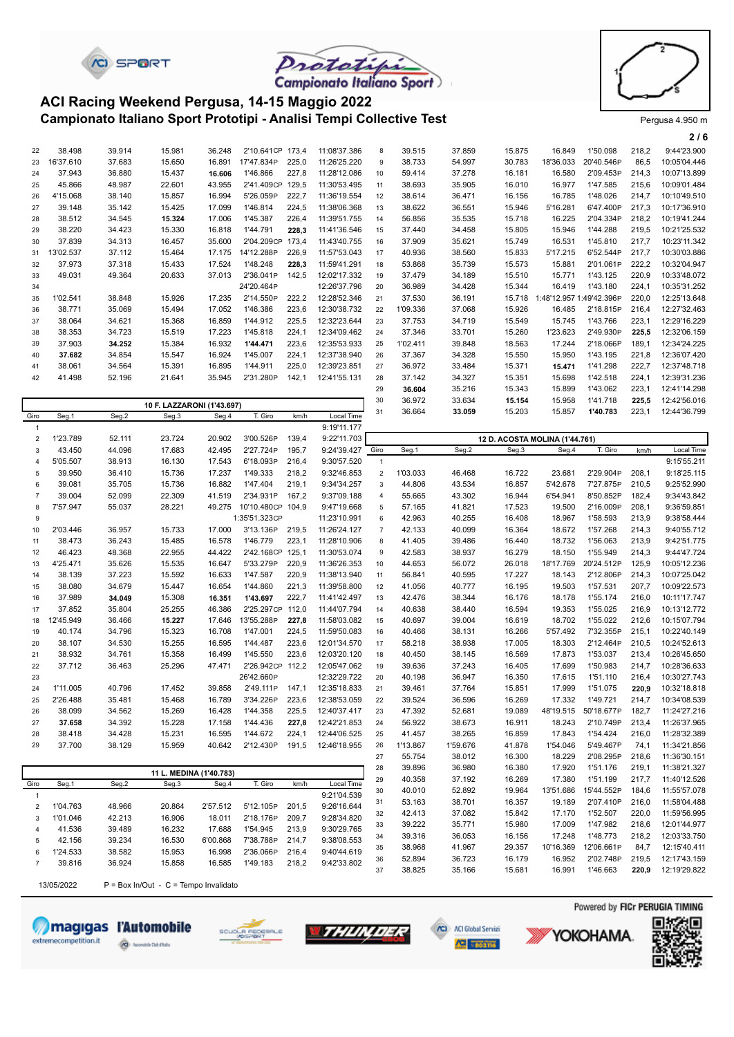# ACI Racing Weekend Pergusa, 14-15 Maggio 2022

## Campionato Italiano Sport Prototipi - Analisi Tempi Collective Test

Pergusa 4.950 m

| Giro | Seg.1 | Seg.2 | Seg.3 | Seg.4 | T. Giro | km/h | Local Time |
|---|---|---|---|---|---|---|---|
| 22 | 38.498 | 39.914 | 15.981 | 36.248 | 2'10.641CP | 173,4 | 11:08'37.386 |
| 23 | 16'37.610 | 37.683 | 15.650 | 16.891 | 17'47.834P | 225,0 | 11:26'25.220 |
| 24 | 37.943 | 36.880 | 15.437 | 16.606 | 1'46.866 | 227,8 | 11:28'12.086 |
| 25 | 45.866 | 48.987 | 22.601 | 43.955 | 2'41.409CP | 129,5 | 11:30'53.495 |
| 26 | 4'15.068 | 38.140 | 15.857 | 16.994 | 5'26.059P | 222,7 | 11:36'19.554 |
| 27 | 39.148 | 35.142 | 15.425 | 17.099 | 1'46.814 | 224,5 | 11:38'06.368 |
| 28 | 38.512 | 34.545 | 15.324 | 17.006 | 1'45.387 | 226,4 | 11:39'51.755 |
| 29 | 38.220 | 34.423 | 15.330 | 16.818 | 1'44.791 | 228,3 | 11:41'36.546 |
| 30 | 37.839 | 34.313 | 16.457 | 35.600 | 2'04.209CP | 173,4 | 11:43'40.755 |
| 31 | 13'02.537 | 37.112 | 15.464 | 17.175 | 14'12.288P | 226,9 | 11:57'53.043 |
| 32 | 37.973 | 37.318 | 15.433 | 17.524 | 1'48.248 | 228,3 | 11:59'41.291 |
| 33 | 49.031 | 49.364 | 20.633 | 37.013 | 2'36.041P | 142,5 | 12:02'17.332 |
| 34 | | | | | 24'20.464P | | 12:26'37.796 |
| 35 | 1'02.541 | 38.848 | 15.926 | 17.235 | 2'14.550P | 222,2 | 12:28'52.346 |
| 36 | 38.771 | 35.069 | 15.494 | 17.052 | 1'46.386 | 223,6 | 12:30'38.732 |
| 37 | 38.064 | 34.621 | 15.368 | 16.859 | 1'44.912 | 225,5 | 12:32'23.644 |
| 38 | 38.353 | 34.723 | 15.519 | 17.223 | 1'45.818 | 224,1 | 12:34'09.462 |
| 39 | 37.903 | 34.252 | 15.384 | 16.932 | 1'44.471 | 223,6 | 12:35'53.933 |
| 40 | 37.682 | 34.854 | 15.547 | 16.924 | 1'45.007 | 224,1 | 12:37'38.940 |
| 41 | 38.061 | 34.564 | 15.391 | 16.895 | 1'44.911 | 225,0 | 12:39'23.851 |
| 42 | 41.498 | 52.196 | 21.641 | 35.945 | 2'31.280P | 142,1 | 12:41'55.131 |

### 10 F. LAZZARONI (1'43.697)

| Giro | Seg.1 | Seg.2 | Seg.3 | Seg.4 | T. Giro | km/h | Local Time |
|---|---|---|---|---|---|---|---|
| 1 | | | | | | | 9:19'11.177 |
| 2 | 1'23.789 | 52.111 | 23.724 | 20.902 | 3'00.526P | 139,4 | 9:22'11.703 |
| 3 | 43.450 | 44.096 | 17.683 | 42.495 | 2'27.724P | 195,7 | 9:24'39.427 |
| 4 | 5'05.507 | 38.913 | 16.130 | 17.543 | 6'18.093P | 216,4 | 9:30'57.520 |
| 5 | 39.950 | 36.410 | 15.736 | 17.237 | 1'49.333 | 218,2 | 9:32'46.853 |
| 6 | 39.081 | 35.705 | 15.736 | 16.882 | 1'47.404 | 219,1 | 9:34'34.257 |
| 7 | 39.004 | 52.099 | 22.309 | 41.519 | 2'34.931P | 167,2 | 9:37'09.188 |
| 8 | 7'57.947 | 55.037 | 28.221 | 49.275 | 10'10.480CP | 104,9 | 9:47'19.668 |
| 9 | | | | | 1:35'51.323CP | | 11:23'10.991 |
| 10 | 2'03.446 | 36.957 | 15.733 | 17.000 | 3'13.136P | 219,5 | 11:26'24.127 |
| 11 | 38.473 | 36.243 | 15.485 | 16.578 | 1'46.779 | 223,1 | 11:28'10.906 |
| 12 | 46.423 | 48.368 | 22.955 | 44.422 | 2'42.168CP | 125,1 | 11:30'53.074 |
| 13 | 4'25.471 | 35.626 | 15.535 | 16.647 | 5'33.279P | 220,9 | 11:36'26.353 |
| 14 | 38.139 | 37.223 | 15.592 | 16.633 | 1'47.587 | 220,9 | 11:38'13.940 |
| 15 | 38.080 | 34.679 | 15.447 | 16.654 | 1'44.860 | 221,3 | 11:39'58.800 |
| 16 | 37.989 | 34.049 | 15.308 | 16.351 | 1'43.697 | 222,7 | 11:41'42.497 |
| 17 | 37.852 | 35.804 | 25.255 | 46.386 | 2'25.297CP | 112,0 | 11:44'07.794 |
| 18 | 12'45.949 | 36.466 | 15.227 | 17.646 | 13'55.288P | 227,8 | 11:58'03.082 |
| 19 | 40.174 | 34.796 | 15.323 | 16.708 | 1'47.001 | 224,5 | 11:59'50.083 |
| 20 | 38.107 | 34.530 | 15.255 | 16.595 | 1'44.487 | 223,6 | 12:01'34.570 |
| 21 | 38.932 | 34.761 | 15.358 | 16.499 | 1'45.550 | 223,6 | 12:03'20.120 |
| 22 | 37.712 | 36.463 | 25.296 | 47.471 | 2'26.942CP | 112,2 | 12:05'47.062 |
| 23 | | | | | 26'42.660P | | 12:32'29.722 |
| 24 | 1'11.005 | 40.796 | 17.452 | 39.858 | 2'49.111P | 147,1 | 12:35'18.833 |
| 25 | 2'26.488 | 35.481 | 15.468 | 16.789 | 3'34.226P | 223,6 | 12:38'53.059 |
| 26 | 38.099 | 34.562 | 15.269 | 16.428 | 1'44.358 | 225,5 | 12:40'37.417 |
| 27 | 37.658 | 34.392 | 15.228 | 17.158 | 1'44.436 | 227,8 | 12:42'21.853 |
| 28 | 38.418 | 34.428 | 15.231 | 16.595 | 1'44.672 | 224,1 | 12:44'06.525 |
| 29 | 37.700 | 38.129 | 15.959 | 40.642 | 2'12.430P | 191,5 | 12:46'18.955 |

### 11 L. MEDINA (1'40.783)

| Giro | Seg.1 | Seg.2 | Seg.3 | Seg.4 | T. Giro | km/h | Local Time |
|---|---|---|---|---|---|---|---|
| 1 | | | | | | | 9:21'04.539 |
| 2 | 1'04.763 | 48.966 | 20.864 | 2'57.512 | 5'12.105P | 201,5 | 9:26'16.644 |
| 3 | 1'01.046 | 42.213 | 16.906 | 18.011 | 2'18.176P | 209,7 | 9:28'34.820 |
| 4 | 41.536 | 39.489 | 16.232 | 17.688 | 1'54.945 | 213,9 | 9:30'29.765 |
| 5 | 42.156 | 39.234 | 16.530 | 6'00.868 | 7'38.788P | 214,7 | 9:38'08.553 |
| 6 | 1'24.533 | 38.582 | 15.953 | 16.998 | 2'36.066P | 216,4 | 9:40'44.619 |
| 7 | 39.816 | 36.924 | 15.858 | 16.585 | 1'49.183 | 218,2 | 9:42'33.802 |
| 8 | 39.515 | 37.859 | 15.875 | 16.849 | 1'50.098 | 218,2 | 9:44'23.900 |
| 9 | 38.733 | 54.997 | 30.783 | 18'36.033 | 20'40.546P | 86,5 | 10:05'04.446 |
| 10 | 59.414 | 37.278 | 16.181 | 16.580 | 2'09.453P | 214,3 | 10:07'13.899 |
| 11 | 38.693 | 35.905 | 16.010 | 16.977 | 1'47.585 | 215,6 | 10:09'01.484 |
| 12 | 38.614 | 36.471 | 16.156 | 16.785 | 1'48.026 | 214,7 | 10:10'49.510 |
| 13 | 38.622 | 36.551 | 15.946 | 5'16.281 | 6'47.400P | 217,3 | 10:17'36.910 |
| 14 | 56.856 | 35.535 | 15.718 | 16.225 | 2'04.334P | 218,2 | 10:19'41.244 |
| 15 | 37.440 | 34.458 | 15.805 | 15.946 | 1'44.288 | 219,5 | 10:21'25.532 |
| 16 | 37.909 | 35.621 | 15.749 | 16.531 | 1'45.810 | 217,7 | 10:23'11.342 |
| 17 | 40.936 | 38.560 | 15.833 | 5'17.215 | 6'52.544P | 217,7 | 10:30'03.886 |
| 18 | 53.868 | 35.739 | 15.573 | 15.881 | 2'01.061P | 222,2 | 10:32'04.947 |
| 19 | 37.479 | 34.189 | 15.510 | 15.771 | 1'43.125 | 220,9 | 10:33'48.072 |
| 20 | 36.989 | 34.428 | 15.344 | 16.419 | 1'43.180 | 224,1 | 10:35'31.252 |
| 21 | 37.530 | 36.191 | 15.718 | 1:48'12.957 | 1:49'42.396P | 220,0 | 12:25'13.648 |
| 22 | 1'09.336 | 37.068 | 15.926 | 16.485 | 2'18.815P | 216,4 | 12:27'32.463 |
| 23 | 37.753 | 34.719 | 15.549 | 15.745 | 1'43.766 | 223,1 | 12:29'16.229 |
| 24 | 37.346 | 33.701 | 15.260 | 1'23.623 | 2'49.930P | 225,5 | 12:32'06.159 |
| 25 | 1'02.411 | 39.848 | 18.563 | 17.244 | 2'18.066P | 189,1 | 12:34'24.225 |
| 26 | 37.367 | 34.328 | 15.550 | 15.950 | 1'43.195 | 221,8 | 12:36'07.420 |
| 27 | 36.972 | 33.484 | 15.371 | 15.471 | 1'41.298 | 222,7 | 12:37'48.718 |
| 28 | 37.142 | 34.327 | 15.351 | 15.698 | 1'42.518 | 224,1 | 12:39'31.236 |
| 29 | 36.604 | 35.216 | 15.343 | 15.899 | 1'43.062 | 223,1 | 12:41'14.298 |
| 30 | 36.972 | 33.634 | 15.154 | 15.958 | 1'41.718 | 225,5 | 12:42'56.016 |
| 31 | 36.664 | 33.059 | 15.203 | 15.857 | 1'40.783 | 223,1 | 12:44'36.799 |

### 12 D. ACOSTA MOLINA (1'44.761)

| Giro | Seg.1 | Seg.2 | Seg.3 | Seg.4 | T. Giro | km/h | Local Time |
|---|---|---|---|---|---|---|---|
| 1 | | | | | | | 9:15'55.211 |
| 2 | 1'03.033 | 46.468 | 16.722 | 23.681 | 2'29.904P | 208,1 | 9:18'25.115 |
| 3 | 44.806 | 43.534 | 16.857 | 5'42.678 | 7'27.875P | 210,5 | 9:25'52.990 |
| 4 | 55.665 | 43.302 | 16.944 | 6'54.941 | 8'50.852P | 182,4 | 9:34'43.842 |
| 5 | 57.165 | 41.821 | 17.523 | 19.500 | 2'16.009P | 208,1 | 9:36'59.851 |
| 6 | 42.963 | 40.255 | 16.408 | 18.967 | 1'58.593 | 213,9 | 9:38'58.444 |
| 7 | 42.133 | 40.099 | 16.364 | 18.672 | 1'57.268 | 214,3 | 9:40'55.712 |
| 8 | 41.405 | 39.486 | 16.440 | 18.732 | 1'56.063 | 213,9 | 9:42'51.775 |
| 9 | 42.583 | 38.937 | 16.279 | 18.150 | 1'55.949 | 214,3 | 9:44'47.724 |
| 10 | 44.653 | 56.072 | 26.018 | 18'17.769 | 20'24.512P | 125,9 | 10:05'12.236 |
| 11 | 56.841 | 40.595 | 17.227 | 18.143 | 2'12.806P | 214,3 | 10:07'25.042 |
| 12 | 41.056 | 40.777 | 16.195 | 19.503 | 1'57.531 | 207,7 | 10:09'22.573 |
| 13 | 42.476 | 38.344 | 16.176 | 18.178 | 1'55.174 | 216,0 | 10:11'17.747 |
| 14 | 40.638 | 38.440 | 16.594 | 19.353 | 1'55.025 | 216,9 | 10:13'12.772 |
| 15 | 40.697 | 39.004 | 16.619 | 18.702 | 1'55.022 | 212,6 | 10:15'07.794 |
| 16 | 40.466 | 38.131 | 16.266 | 5'57.492 | 7'32.355P | 215,1 | 10:22'40.149 |
| 17 | 58.218 | 38.938 | 17.005 | 18.303 | 2'12.464P | 210,5 | 10:24'52.613 |
| 18 | 40.450 | 38.145 | 16.569 | 17.873 | 1'53.037 | 213,4 | 10:26'45.650 |
| 19 | 39.636 | 37.243 | 16.405 | 17.699 | 1'50.983 | 214,7 | 10:28'36.633 |
| 20 | 40.198 | 36.947 | 16.350 | 17.615 | 1'51.110 | 216,4 | 10:30'27.743 |
| 21 | 39.461 | 37.764 | 15.851 | 17.999 | 1'51.075 | 220,9 | 10:32'18.818 |
| 22 | 39.524 | 36.596 | 16.269 | 17.332 | 1'49.721 | 214,7 | 10:34'08.539 |
| 23 | 47.392 | 52.681 | 19.089 | 48'19.515 | 50'18.677P | 182,7 | 11:24'27.216 |
| 24 | 56.922 | 38.673 | 16.911 | 18.243 | 2'10.749P | 213,4 | 11:26'37.965 |
| 25 | 41.457 | 38.265 | 16.859 | 17.843 | 1'54.424 | 216,0 | 11:28'32.389 |
| 26 | 1'13.867 | 1'59.676 | 41.878 | 1'54.046 | 5'49.467P | 74,1 | 11:34'21.856 |
| 27 | 55.754 | 38.012 | 16.300 | 18.229 | 2'08.295P | 218,6 | 11:36'30.151 |
| 28 | 39.896 | 36.980 | 16.380 | 17.920 | 1'51.176 | 219,1 | 11:38'21.327 |
| 29 | 40.358 | 37.192 | 16.269 | 17.380 | 1'51.199 | 217,7 | 11:40'12.526 |
| 30 | 40.010 | 52.892 | 19.964 | 13'51.686 | 15'44.552P | 184,6 | 11:55'57.078 |
| 31 | 53.163 | 38.701 | 16.357 | 19.189 | 2'07.410P | 216,0 | 11:58'04.488 |
| 32 | 42.413 | 37.082 | 15.842 | 17.170 | 1'52.507 | 220,0 | 11:59'56.995 |
| 33 | 39.222 | 35.771 | 15.980 | 17.009 | 1'47.982 | 218,6 | 12:01'44.977 |
| 34 | 39.316 | 36.053 | 16.156 | 17.248 | 1'48.773 | 218,2 | 12:03'33.750 |
| 35 | 38.968 | 41.967 | 29.357 | 10'16.369 | 12'06.661P | 84,7 | 12:15'40.411 |
| 36 | 52.894 | 36.723 | 16.179 | 16.952 | 2'02.748P | 219,5 | 12:17'43.159 |
| 37 | 38.825 | 35.166 | 15.681 | 16.991 | 1'46.663 | 220,9 | 12:19'29.822 |

13/05/2022 P = Box In/Out - C = Tempo Invalidato

Powered by FICr PERUGIA TIMING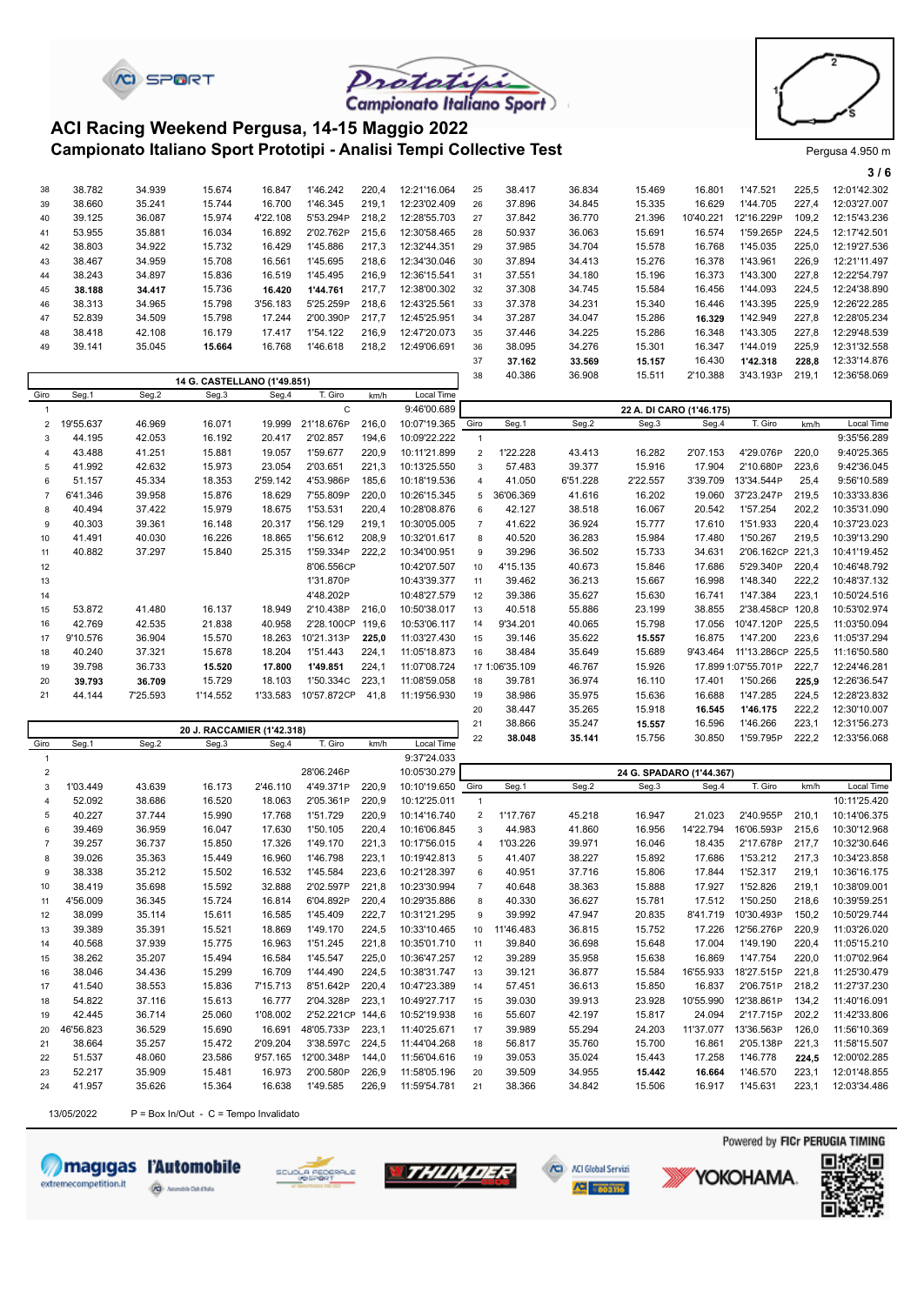# ACI Racing Weekend Pergusa, 14-15 Maggio 2022

## Campionato Italiano Sport Prototipi - Analisi Tempi Collective Test

Pergusa 4.950 m

| Giro | Seg.1 | Seg.2 | Seg.3 | Seg.4 | T. Giro | km/h | Local Time |
|---|---|---|---|---|---|---|---|
| 38 | 38.782 | 34.939 | 15.674 | 16.847 | 1'46.242 | 220,4 | 12:21'16.064 |
| 39 | 38.660 | 35.241 | 15.744 | 16.700 | 1'46.345 | 219,1 | 12:23'02.409 |
| 40 | 39.125 | 36.087 | 15.974 | 4'22.108 | 5'53.294P | 218,2 | 12:28'55.703 |
| 41 | 53.955 | 35.881 | 16.034 | 16.892 | 2'02.762P | 215,6 | 12:30'58.465 |
| 42 | 38.803 | 34.922 | 15.732 | 16.429 | 1'45.886 | 217,3 | 12:32'44.351 |
| 43 | 38.467 | 34.959 | 15.708 | 16.561 | 1'45.695 | 218,6 | 12:34'30.046 |
| 44 | 38.243 | 34.897 | 15.836 | 16.519 | 1'45.495 | 216,9 | 12:36'15.541 |
| 45 | **38.188** | **34.417** | 15.736 | **16.420** | **1'44.761** | 217,7 | 12:38'00.302 |
| 46 | 38.313 | 34.965 | 15.798 | 3'56.183 | 5'25.259P | 218,6 | 12:43'25.561 |
| 47 | 52.839 | 34.509 | 15.798 | 17.244 | 2'00.390P | 217,7 | 12:45'25.951 |
| 48 | 38.418 | 42.108 | 16.179 | 17.417 | 1'54.122 | 216,9 | 12:47'20.073 |
| 49 | 39.141 | 35.045 | **15.664** | 16.768 | 1'46.618 | 218,2 | 12:49'06.691 |

### 14 G. CASTELLANO (1'49.851)

| Giro | Seg.1 | Seg.2 | Seg.3 | Seg.4 | T. Giro | km/h | Local Time |
|---|---|---|---|---|---|---|---|
| 1 | | | | | C | | 9:46'00.689 |
| 2 | 19'55.637 | 46.969 | 16.071 | 19.999 | 21'18.676P | 216,0 | 10:07'19.365 |
| 3 | 44.195 | 42.053 | 16.192 | 20.417 | 2'02.857 | 194,6 | 10:09'22.222 |
| 4 | 43.488 | 41.251 | 15.881 | 19.057 | 1'59.677 | 220,9 | 10:11'21.899 |
| 5 | 41.992 | 42.632 | 15.973 | 23.054 | 2'03.651 | 221,3 | 10:13'25.550 |
| 6 | 51.157 | 45.334 | 18.353 | 2'59.142 | 4'53.986P | 185,6 | 10:18'19.536 |
| 7 | 6'41.346 | 39.958 | 15.876 | 18.629 | 7'55.809P | 220,0 | 10:26'15.345 |
| 8 | 40.494 | 37.422 | 15.979 | 18.675 | 1'53.531 | 220,4 | 10:28'08.876 |
| 9 | 40.303 | 39.361 | 16.148 | 20.317 | 1'56.129 | 219,1 | 10:30'05.005 |
| 10 | 41.491 | 40.030 | 16.226 | 18.865 | 1'56.612 | 208,9 | 10:32'01.617 |
| 11 | 40.882 | 37.297 | 15.840 | 25.315 | 1'59.334P | 222,2 | 10:34'00.951 |
| 12 | | | | | 8'06.556CP | | 10:42'07.507 |
| 13 | | | | | 1'31.870P | | 10:43'39.377 |
| 14 | | | | | 4'48.202P | | 10:48'27.579 |
| 15 | 53.872 | 41.480 | 16.137 | 18.949 | 2'10.438P | 216,0 | 10:50'38.017 |
| 16 | 42.769 | 42.535 | 21.838 | 40.958 | 2'28.100CP | 119,6 | 10:53'06.117 |
| 17 | 9'10.576 | 36.904 | 15.570 | 18.263 | 10'21.313P | **225,0** | 11:03'27.430 |
| 18 | 40.240 | 37.321 | 15.678 | 18.204 | 1'51.443 | 224,1 | 11:05'18.873 |
| 19 | 39.798 | 36.733 | **15.520** | **17.800** | **1'49.851** | 224,1 | 11:07'08.724 |
| 20 | **39.793** | **36.709** | 15.729 | 18.103 | 1'50.334C | 223,1 | 11:08'59.058 |
| 21 | 44.144 | 7'25.593 | 1'14.552 | 1'33.583 | 10'57.872CP | 41,8 | 11:19'56.930 |

### 20 J. RACCAMIER (1'42.318)

| Giro | Seg.1 | Seg.2 | Seg.3 | Seg.4 | T. Giro | km/h | Local Time |
|---|---|---|---|---|---|---|---|
| 1 | | | | | | | 9:37'24.033 |
| 2 | | | | | 28'06.246P | | 10:05'30.279 |
| 3 | 1'03.449 | 43.639 | 16.173 | 2'46.110 | 4'49.371P | 220,9 | 10:10'19.650 |
| 4 | 52.092 | 38.686 | 16.520 | 18.063 | 2'05.361P | 220,9 | 10:12'25.011 |
| 5 | 40.227 | 37.744 | 15.990 | 17.768 | 1'51.729 | 220,9 | 10:14'16.740 |
| 6 | 39.469 | 36.959 | 16.047 | 17.630 | 1'50.105 | 220,4 | 10:16'06.845 |
| 7 | 39.257 | 36.737 | 15.850 | 17.326 | 1'49.170 | 221,3 | 10:17'56.015 |
| 8 | 39.026 | 35.363 | 15.449 | 16.960 | 1'46.798 | 223,1 | 10:19'42.813 |
| 9 | 38.338 | 35.212 | 15.502 | 16.532 | 1'45.584 | 223,6 | 10:21'28.397 |
| 10 | 38.419 | 35.698 | 15.592 | 32.888 | 2'02.597P | 221,8 | 10:23'30.994 |
| 11 | 4'56.009 | 36.345 | 15.724 | 16.814 | 6'04.892P | 220,4 | 10:29'35.886 |
| 12 | 38.099 | 35.114 | 15.611 | 16.585 | 1'45.409 | 222,7 | 10:31'21.295 |
| 13 | 39.389 | 35.391 | 15.521 | 18.869 | 1'49.170 | 224,5 | 10:33'10.465 |
| 14 | 40.568 | 37.939 | 15.775 | 16.963 | 1'51.245 | 221,8 | 10:35'01.710 |
| 15 | 38.262 | 35.207 | 15.494 | 16.584 | 1'45.547 | 225,0 | 10:36'47.257 |
| 16 | 38.046 | 34.436 | 15.299 | 16.709 | 1'44.490 | 224,5 | 10:38'31.747 |
| 17 | 41.540 | 38.553 | 15.836 | 7'15.713 | 8'51.642P | 220,4 | 10:47'23.389 |
| 18 | 54.822 | 37.116 | 15.613 | 16.777 | 2'04.328P | 223,1 | 10:49'27.717 |
| 19 | 42.445 | 36.714 | 25.060 | 1'08.002 | 2'52.221CP | 144,6 | 10:52'19.938 |
| 20 | 46'56.823 | 36.529 | 15.690 | 16.691 | 48'05.733P | 223,1 | 11:40'25.671 |
| 21 | 38.664 | 35.257 | 15.472 | 2'09.204 | 3'38.597C | 224,5 | 11:44'04.268 |
| 22 | 51.537 | 48.060 | 23.586 | 9'57.165 | 12'00.348P | 144,0 | 11:56'04.616 |
| 23 | 52.217 | 35.909 | 15.481 | 16.973 | 2'00.580P | 226,9 | 11:58'05.196 |
| 24 | 41.957 | 35.626 | 15.364 | 16.638 | 1'49.585 | 226,9 | 11:59'54.781 |
| 25 | 38.417 | 36.834 | 15.469 | 16.801 | 1'47.521 | 225,5 | 12:01'42.302 |
| 26 | 37.896 | 34.845 | 15.335 | 16.629 | 1'44.705 | 227,4 | 12:03'27.007 |
| 27 | 37.842 | 36.770 | 21.396 | 10'40.221 | 12'16.229P | 109,2 | 12:15'43.236 |
| 28 | 50.937 | 36.063 | 15.691 | 16.574 | 1'59.265P | 224,5 | 12:17'42.501 |
| 29 | 37.985 | 34.704 | 15.578 | 16.768 | 1'45.035 | 225,0 | 12:19'27.536 |
| 30 | 37.894 | 34.413 | 15.276 | 16.378 | 1'43.961 | 226,9 | 12:21'11.497 |
| 31 | 37.551 | 34.180 | 15.196 | 16.373 | 1'43.300 | 227,8 | 12:22'54.797 |
| 32 | 37.308 | 34.745 | 15.584 | 16.456 | 1'44.093 | 224,5 | 12:24'38.890 |
| 33 | 37.378 | 34.231 | 15.340 | 16.446 | 1'43.395 | 225,9 | 12:26'22.285 |
| 34 | 37.287 | 34.047 | 15.286 | **16.329** | 1'42.949 | 227,8 | 12:28'05.234 |
| 35 | 37.446 | 34.225 | 15.286 | 16.348 | 1'43.305 | 227,8 | 12:29'48.539 |
| 36 | 38.095 | 34.276 | 15.301 | 16.347 | 1'44.019 | 225,9 | 12:31'32.558 |
| 37 | **37.162** | **33.569** | **15.157** | 16.430 | **1'42.318** | **228,8** | 12:33'14.876 |
| 38 | 40.386 | 36.908 | 15.511 | 2'10.388 | 3'43.193P | 219,1 | 12:36'58.069 |

### 22 A. DI CARO (1'46.175)

| Giro | Seg.1 | Seg.2 | Seg.3 | Seg.4 | T. Giro | km/h | Local Time |
|---|---|---|---|---|---|---|---|
| 1 | | | | | | | 9:35'56.289 |
| 2 | 1'22.228 | 43.413 | 16.282 | 2'07.153 | 4'29.076P | 220,0 | 9:40'25.365 |
| 3 | 57.483 | 39.377 | 15.916 | 17.904 | 2'10.680P | 223,6 | 9:42'36.045 |
| 4 | 41.050 | 6'51.228 | 2'22.557 | 3'39.709 | 13'34.544P | 25,4 | 9:56'10.589 |
| 5 | 36'06.369 | 41.616 | 16.202 | 19.060 | 37'23.247P | 219,5 | 10:33'33.836 |
| 6 | 42.127 | 38.518 | 16.067 | 20.542 | 1'57.254 | 202,2 | 10:35'31.090 |
| 7 | 41.622 | 36.924 | 15.777 | 17.610 | 1'51.933 | 220,4 | 10:37'23.023 |
| 8 | 40.520 | 36.283 | 15.984 | 17.480 | 1'50.267 | 219,5 | 10:39'13.290 |
| 9 | 39.296 | 36.502 | 15.733 | 34.631 | 2'06.162CP | 221,3 | 10:41'19.452 |
| 10 | 4'15.135 | 36.213 | 15.846 | 17.686 | 5'29.340P | 220,4 | 10:46'48.792 |
| 11 | 39.462 | 36.213 | 15.667 | 16.998 | 1'48.340 | 222,2 | 10:48'37.132 |
| 12 | 39.386 | 35.627 | 15.630 | 16.741 | 1'47.384 | 223,1 | 10:50'24.516 |
| 13 | 40.518 | 55.886 | 23.199 | 38.855 | 2'38.458CP | 120,8 | 10:53'02.974 |
| 14 | 9'34.201 | 40.065 | 15.798 | 17.056 | 10'47.120P | 225,5 | 11:03'50.094 |
| 15 | 39.146 | 35.622 | **15.557** | 16.875 | 1'47.200 | 223,6 | 11:05'37.294 |
| 16 | 38.484 | 35.649 | 15.689 | 9'43.464 | 11'13.286CP | 225,5 | 11:16'50.580 |
| 17 | 1:06'35.109 | 46.767 | 15.926 | 17.899 | 1:07'55.701P | 222,7 | 12:24'46.281 |
| 18 | 39.781 | 36.974 | 16.110 | 17.401 | 1'50.266 | **225,9** | 12:26'36.547 |
| 19 | 38.986 | 35.975 | 15.636 | 16.688 | 1'47.285 | 224,5 | 12:28'23.832 |
| 20 | 38.447 | 35.265 | 15.918 | **16.545** | **1'46.175** | 222,2 | 12:30'10.007 |
| 21 | 38.866 | 35.247 | **15.557** | 16.596 | 1'46.266 | 223,1 | 12:31'56.273 |
| 22 | **38.048** | **35.141** | 15.756 | 30.850 | 1'59.795P | 222,2 | 12:33'56.068 |

### 24 G. SPADARO (1'44.367)

| Giro | Seg.1 | Seg.2 | Seg.3 | Seg.4 | T. Giro | km/h | Local Time |
|---|---|---|---|---|---|---|---|
| 1 | | | | | | | 10:11'25.420 |
| 2 | 1'17.767 | 45.218 | 16.947 | 21.023 | 2'40.955P | 210,1 | 10:14'06.375 |
| 3 | 44.983 | 41.860 | 16.956 | 14'22.794 | 16'06.593P | 215,6 | 10:30'12.968 |
| 4 | 1'03.226 | 39.971 | 16.046 | 18.435 | 2'17.678P | 217,7 | 10:32'30.646 |
| 5 | 41.407 | 38.227 | 15.892 | 17.686 | 1'53.212 | 217,3 | 10:34'23.858 |
| 6 | 40.951 | 37.716 | 15.806 | 17.844 | 1'52.317 | 219,1 | 10:36'16.175 |
| 7 | 40.648 | 38.363 | 15.888 | 17.927 | 1'52.826 | 219,1 | 10:38'09.001 |
| 8 | 40.330 | 36.627 | 15.781 | 17.512 | 1'50.250 | 218,6 | 10:39'59.251 |
| 9 | 39.992 | 47.947 | 20.835 | 8'41.719 | 10'30.493P | 150,2 | 10:50'29.744 |
| 10 | 11'46.483 | 36.815 | 15.752 | 17.226 | 12'56.276P | 220,9 | 11:03'26.020 |
| 11 | 39.840 | 36.698 | 15.648 | 17.004 | 1'49.190 | 220,4 | 11:05'15.210 |
| 12 | 39.289 | 35.958 | 15.638 | 16.869 | 1'47.754 | 220,0 | 11:07'02.964 |
| 13 | 39.121 | 36.877 | 15.584 | 16'55.933 | 18'27.515P | 221,8 | 11:25'30.479 |
| 14 | 57.451 | 36.613 | 15.850 | 16.837 | 2'06.751P | 218,2 | 11:27'37.230 |
| 15 | 39.030 | 39.913 | 23.928 | 10'55.990 | 12'38.861P | 134,2 | 11:40'16.091 |
| 16 | 55.607 | 42.197 | 15.817 | 24.094 | 2'17.715P | 202,2 | 11:42'33.806 |
| 17 | 39.989 | 55.294 | 24.203 | 11'37.077 | 13'36.563P | 126,0 | 11:56'10.369 |
| 18 | 56.817 | 35.760 | 15.700 | 16.861 | 2'05.138P | 221,3 | 11:58'15.507 |
| 19 | 39.053 | 35.024 | 15.443 | 17.258 | 1'46.778 | **224,5** | 12:00'02.285 |
| 20 | 39.509 | 34.955 | **15.442** | **16.664** | 1'46.570 | 223,1 | 12:01'48.855 |
| 21 | 38.366 | 34.842 | 15.506 | 16.917 | 1'45.631 | 223,1 | 12:03'34.486 |

13/05/2022 P = Box In/Out - C = Tempo Invalidato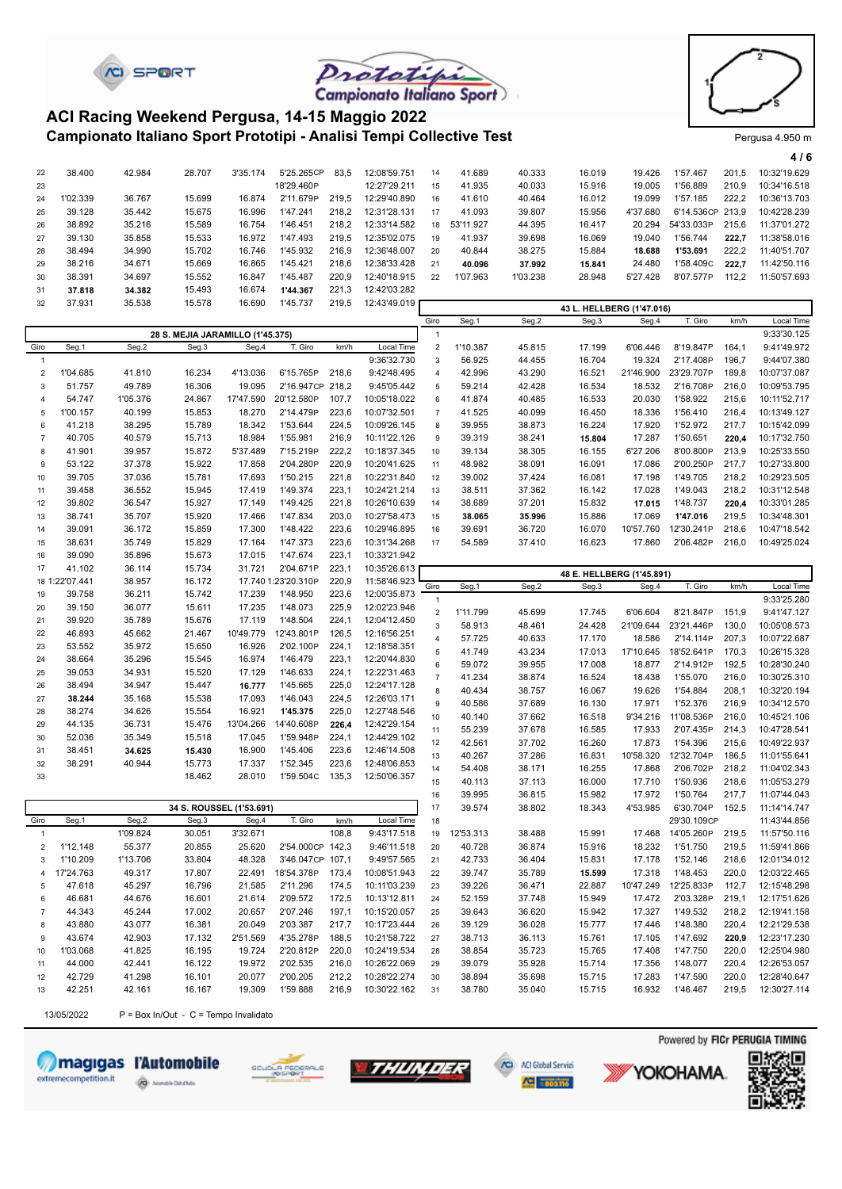# ACI Racing Weekend Pergusa, 14-15 Maggio 2022

## Campionato Italiano Sport Prototipi - Analisi Tempi Collective Test

Pergusa 4.950 m

| Giro | Seg.1 | Seg.2 | Seg.3 | Seg.4 | T. Giro | km/h | Local Time |
|---|---|---|---|---|---|---|---|
| 22 | 38.400 | 42.984 | 28.707 | 3'35.174 | 5'25.265CP | 83,5 | 12:08'59.751 |
| 23 | | | | | 18'29.460P | | 12:27'29.211 |
| 24 | 1'02.339 | 36.767 | 15.699 | 16.874 | 2'11.679P | 219,5 | 12:29'40.890 |
| 25 | 39.128 | 35.442 | 15.675 | 16.996 | 1'47.241 | 218,2 | 12:31'28.131 |
| 26 | 38.892 | 35.216 | 15.589 | 16.754 | 1'46.451 | 218,2 | 12:33'14.582 |
| 27 | 39.130 | 35.858 | 15.533 | 16.972 | 1'47.493 | 219,5 | 12:35'02.075 |
| 28 | 38.494 | 34.990 | 15.702 | 16.746 | 1'45.932 | 216,9 | 12:36'48.007 |
| 29 | 38.216 | 34.671 | 15.669 | 16.865 | 1'45.421 | 218,6 | 12:38'33.428 |
| 30 | 38.391 | 34.697 | 15.552 | 16.847 | 1'45.487 | 220,9 | 12:40'18.915 |
| 31 | **37.818** | **34.382** | 15.493 | 16.674 | **1'44.367** | 221,3 | 12:42'03.282 |
| 32 | 37.931 | 35.538 | 15.578 | 16.690 | 1'45.737 | 219,5 | 12:43'49.019 |

### 28 S. MEJIA JARAMILLO (1'45.375)

| Giro | Seg.1 | Seg.2 | Seg.3 | Seg.4 | T. Giro | km/h | Local Time |
|---|---|---|---|---|---|---|---|
| 1 | | | | | | | 9:36'32.730 |
| 2 | 1'04.685 | 41.810 | 16.234 | 4'13.036 | 6'15.765P | 218,6 | 9:42'48.495 |
| 3 | 51.757 | 49.789 | 16.306 | 19.095 | 2'16.947CP | 218,2 | 9:45'05.442 |
| 4 | 54.747 | 1'05.376 | 24.867 | 17'47.590 | 20'12.580P | 107,7 | 10:05'18.022 |
| 5 | 1'00.157 | 40.199 | 15.853 | 18.270 | 2'14.479P | 223,6 | 10:07'32.501 |
| 6 | 41.218 | 38.295 | 15.789 | 18.342 | 1'53.644 | 224,5 | 10:09'26.145 |
| 7 | 40.705 | 40.579 | 15.713 | 18.984 | 1'55.981 | 216,9 | 10:11'22.126 |
| 8 | 41.901 | 39.957 | 15.872 | 5'37.489 | 7'15.219P | 222,2 | 10:18'37.345 |
| 9 | 53.122 | 37.378 | 15.922 | 17.858 | 2'04.280P | 220,9 | 10:20'41.625 |
| 10 | 39.705 | 37.036 | 15.781 | 17.693 | 1'50.215 | 221,8 | 10:22'31.840 |
| 11 | 39.458 | 36.552 | 15.945 | 17.419 | 1'49.374 | 223,1 | 10:24'21.214 |
| 12 | 39.802 | 36.547 | 15.927 | 17.149 | 1'49.425 | 221,8 | 10:26'10.639 |
| 13 | 38.741 | 35.707 | 15.920 | 17.466 | 1'47.834 | 203,0 | 10:27'58.473 |
| 14 | 39.091 | 36.172 | 15.859 | 17.300 | 1'48.422 | 223,6 | 10:29'46.895 |
| 15 | 38.631 | 35.749 | 15.829 | 17.164 | 1'47.373 | 223,6 | 10:31'34.268 |
| 16 | 39.090 | 35.896 | 15.673 | 17.015 | 1'47.674 | 223,1 | 10:33'21.942 |
| 17 | 41.102 | 36.114 | 15.734 | 31.721 | 2'04.671P | 223,1 | 10:35'26.613 |
| 18 | 1:22'07.441 | 38.957 | 16.172 | 17.740 | 1:23'20.310P | 220,9 | 11:58'46.923 |
| 19 | 39.758 | 36.211 | 15.742 | 17.239 | 1'48.950 | 223,6 | 12:00'35.873 |
| 20 | 39.150 | 36.077 | 15.611 | 17.235 | 1'48.073 | 225,9 | 12:02'23.946 |
| 21 | 39.920 | 35.789 | 15.676 | 17.119 | 1'48.504 | 224,1 | 12:04'12.450 |
| 22 | 46.893 | 45.662 | 21.467 | 10'49.779 | 12'43.801P | 126,5 | 12:16'56.251 |
| 23 | 53.552 | 35.972 | 15.650 | 16.926 | 2'02.100P | 224,1 | 12:18'58.351 |
| 24 | 38.664 | 35.296 | 15.545 | 16.974 | 1'46.479 | 223,1 | 12:20'44.830 |
| 25 | 39.053 | 34.931 | 15.520 | 17.129 | 1'46.633 | 224,1 | 12:22'31.463 |
| 26 | 38.494 | 34.947 | 15.447 | **16.777** | 1'45.665 | 225,0 | 12:24'17.128 |
| 27 | **38.244** | 35.168 | 15.538 | 17.093 | 1'46.043 | 224,5 | 12:26'03.171 |
| 28 | 38.274 | 34.626 | 15.554 | 16.921 | **1'45.375** | 225,0 | 12:27'48.546 |
| 29 | 44.135 | 36.731 | 15.476 | 13'04.266 | 14'40.608P | **226,4** | 12:42'29.154 |
| 30 | 52.036 | 35.349 | 15.518 | 17.045 | 1'59.948P | 224,1 | 12:44'29.102 |
| 31 | 38.451 | **34.625** | **15.430** | 16.900 | 1'45.406 | 223,6 | 12:46'14.508 |
| 32 | 38.291 | 40.944 | 15.773 | 17.337 | 1'52.345 | 223,6 | 12:48'06.853 |
| 33 | | | 18.462 | 28.010 | 1'59.504C | 135,3 | 12:50'06.357 |

### 34 S. ROUSSEL (1'53.691)

| Giro | Seg.1 | Seg.2 | Seg.3 | Seg.4 | T. Giro | km/h | Local Time |
|---|---|---|---|---|---|---|---|
| 1 | | 1'09.824 | 30.051 | 3'32.671 | | 108,8 | 9:43'17.518 |
| 2 | 1'12.148 | 55.377 | 20.855 | 25.620 | 2'54.000CP | 142,3 | 9:46'11.518 |
| 3 | 1'10.209 | 1'13.706 | 33.804 | 48.328 | 3'46.047CP | 107,1 | 9:49'57.565 |
| 4 | 17'24.763 | 49.317 | 17.807 | 22.491 | 18'54.378P | 173,4 | 10:08'51.943 |
| 5 | 47.618 | 45.297 | 16.796 | 21.585 | 2'11.296 | 174,5 | 10:11'03.239 |
| 6 | 46.681 | 44.676 | 16.601 | 21.614 | 2'09.572 | 172,5 | 10:13'12.811 |
| 7 | 44.343 | 45.244 | 17.002 | 20.657 | 2'07.246 | 197,1 | 10:15'20.057 |
| 8 | 43.880 | 43.077 | 16.381 | 20.049 | 2'03.387 | 217,7 | 10:17'23.444 |
| 9 | 43.674 | 42.903 | 17.132 | 2'51.569 | 4'35.278P | 188,5 | 10:21'58.722 |
| 10 | 1'03.068 | 41.825 | 16.195 | 19.724 | 2'20.812P | 220,0 | 10:24'19.534 |
| 11 | 44.000 | 42.441 | 16.122 | 19.972 | 2'02.535 | 216,0 | 10:26'22.069 |
| 12 | 42.729 | 41.298 | 16.101 | 20.077 | 2'00.205 | 212,2 | 10:28'22.274 |
| 13 | 42.251 | 42.161 | 16.167 | 19.309 | 1'59.888 | 216,9 | 10:30'22.162 |
| 14 | 41.689 | 40.333 | 16.019 | 19.426 | 1'57.467 | 201,5 | 10:32'19.629 |
| 15 | 41.935 | 40.033 | 15.916 | 19.005 | 1'56.889 | 210,9 | 10:34'16.518 |
| 16 | 41.610 | 40.464 | 16.012 | 19.099 | 1'57.185 | 222,2 | 10:36'13.703 |
| 17 | 41.093 | 39.807 | 15.956 | 4'37.680 | 6'14.536CP | 213,9 | 10:42'28.239 |
| 18 | 53'11.927 | 44.395 | 16.417 | 20.294 | 54'33.033P | 215,6 | 11:37'01.272 |
| 19 | 41.937 | 39.698 | 16.069 | 19.040 | 1'56.744 | **222,7** | 11:38'58.016 |
| 20 | 40.844 | 38.275 | 15.884 | **18.688** | **1'53.691** | 222,2 | 11:40'51.707 |
| 21 | **40.096** | **37.992** | **15.841** | 24.480 | 1'58.409C | **222,7** | 11:42'50.116 |
| 22 | 1'07.963 | 1'03.238 | 28.948 | 5'27.428 | 8'07.577P | 112,2 | 11:50'57.693 |

### 43 L. HELLBERG (1'47.016)

| Giro | Seg.1 | Seg.2 | Seg.3 | Seg.4 | T. Giro | km/h | Local Time |
|---|---|---|---|---|---|---|---|
| 1 | | | | | | | 9:33'30.125 |
| 2 | 1'10.387 | 45.815 | 17.199 | 6'06.446 | 8'19.847P | 164,1 | 9:41'49.972 |
| 3 | 56.925 | 44.455 | 16.704 | 19.324 | 2'17.408P | 196,7 | 9:44'07.380 |
| 4 | 42.996 | 43.290 | 16.521 | 21'46.900 | 23'29.707P | 189,8 | 10:07'37.087 |
| 5 | 59.214 | 42.428 | 16.534 | 18.532 | 2'16.708P | 216,0 | 10:09'53.795 |
| 6 | 41.874 | 40.485 | 16.533 | 20.030 | 1'58.922 | 215,6 | 10:11'52.717 |
| 7 | 41.525 | 40.099 | 16.450 | 18.336 | 1'56.410 | 216,4 | 10:13'49.127 |
| 8 | 39.955 | 38.873 | 16.224 | 17.920 | 1'52.972 | 217,7 | 10:15'42.099 |
| 9 | 39.319 | 38.241 | **15.804** | 17.287 | 1'50.651 | **220,4** | 10:17'32.750 |
| 10 | 39.134 | 38.305 | 16.155 | 6'27.206 | 8'00.800P | 213,9 | 10:25'33.550 |
| 11 | 48.982 | 38.091 | 16.091 | 17.086 | 2'00.250P | 217,7 | 10:27'33.800 |
| 12 | 39.002 | 37.424 | 16.081 | 17.198 | 1'49.705 | 218,2 | 10:29'23.505 |
| 13 | 38.511 | 37.362 | 16.142 | 17.028 | 1'49.043 | 218,2 | 10:31'12.548 |
| 14 | 38.689 | 37.201 | 15.832 | **17.015** | 1'48.737 | **220,4** | 10:33'01.285 |
| 15 | **38.065** | **35.996** | 15.886 | 17.069 | **1'47.016** | 219,5 | 10:34'48.301 |
| 16 | 39.691 | 36.720 | 16.070 | 10'57.760 | 12'30.241P | 218,6 | 10:47'18.542 |
| 17 | 54.589 | 37.410 | 16.623 | 17.860 | 2'06.482P | 216,0 | 10:49'25.024 |

### 48 E. HELLBERG (1'45.891)

| Giro | Seg.1 | Seg.2 | Seg.3 | Seg.4 | T. Giro | km/h | Local Time |
|---|---|---|---|---|---|---|---|
| 1 | | | | | | | 9:33'25.280 |
| 2 | 1'11.799 | 45.699 | 17.745 | 6'06.604 | 8'21.847P | 151,9 | 9:41'47.127 |
| 3 | 58.913 | 48.461 | 24.428 | 21'09.644 | 23'21.446P | 130,0 | 10:05'08.573 |
| 4 | 57.725 | 40.633 | 17.170 | 18.586 | 2'14.114P | 207,3 | 10:07'22.687 |
| 5 | 41.749 | 43.234 | 17.013 | 17'10.645 | 18'52.641P | 170,3 | 10:26'15.328 |
| 6 | 59.072 | 39.955 | 17.008 | 18.877 | 2'14.912P | 192,5 | 10:28'30.240 |
| 7 | 41.234 | 38.874 | 16.524 | 18.438 | 1'55.070 | 216,0 | 10:30'25.310 |
| 8 | 40.434 | 38.757 | 16.067 | 19.626 | 1'54.884 | 208,1 | 10:32'20.194 |
| 9 | 40.586 | 37.689 | 16.130 | 17.971 | 1'52.376 | 216,9 | 10:34'12.570 |
| 10 | 40.140 | 37.636 | 16.518 | 9'34.216 | 11'08.536P | 216,0 | 10:45'21.106 |
| 11 | 55.239 | 37.678 | 16.585 | 17.933 | 2'07.435P | 214,3 | 10:47'28.541 |
| 12 | 42.561 | 37.702 | 16.260 | 17.873 | 1'54.396 | 215,6 | 10:49'22.937 |
| 13 | 40.267 | 37.286 | 16.831 | 10'58.320 | 12'32.704P | 186,5 | 11:01'55.641 |
| 14 | 54.408 | 38.171 | 16.255 | 17.868 | 2'06.702P | 218,2 | 11:04'02.343 |
| 15 | 40.113 | 37.113 | 16.000 | 17.710 | 1'50.936 | 218,6 | 11:05'53.279 |
| 16 | 39.995 | 36.815 | 15.982 | 17.972 | 1'50.764 | 217,7 | 11:07'44.043 |
| 17 | 39.574 | 38.802 | 18.343 | 4'53.985 | 6'30.704P | 152,5 | 11:14'14.747 |
| 18 | | | | | 29'30.109CP | | 11:43'44.856 |
| 19 | 12'53.313 | 38.488 | 15.991 | 17.468 | 14'05.260P | 219,5 | 11:57'50.116 |
| 20 | 40.728 | 36.874 | 15.916 | 18.232 | 1'51.750 | 219,5 | 11:59'41.866 |
| 21 | 42.733 | 36.404 | 15.831 | 17.178 | 1'52.146 | 218,6 | 12:01'34.012 |
| 22 | 39.747 | 35.789 | **15.599** | 17.318 | 1'48.453 | 220,0 | 12:03'22.465 |
| 23 | 39.226 | 36.471 | 22.887 | 10'47.249 | 12'25.833P | 112,7 | 12:15'48.298 |
| 24 | 52.159 | 37.748 | 15.949 | 17.472 | 2'03.328P | 219,1 | 12:17'51.626 |
| 25 | 39.643 | 36.028 | 15.942 | 17.327 | 1'49.532 | 218,2 | 12:19'41.158 |
| 26 | 39.129 | 36.028 | 15.777 | 17.446 | 1'48.380 | 220,4 | 12:21'29.538 |
| 27 | 38.713 | 36.113 | 15.761 | 17.105 | 1'47.692 | **220,9** | 12:23'17.230 |
| 28 | 38.854 | 35.723 | 15.765 | 17.408 | 1'47.750 | 220,0 | 12:25'04.980 |
| 29 | 39.079 | 35.928 | 15.714 | 17.356 | 1'48.077 | 220,4 | 12:26'53.057 |
| 30 | 38.894 | 35.698 | 15.715 | 17.283 | 1'47.590 | 220,0 | 12:28'40.647 |
| 31 | 38.780 | 35.040 | 15.715 | 16.932 | 1'46.467 | 219,5 | 12:30'27.114 |

13/05/2022 P = Box In/Out - C = Tempo Invalidato

Powered by FICr PERUGIA TIMING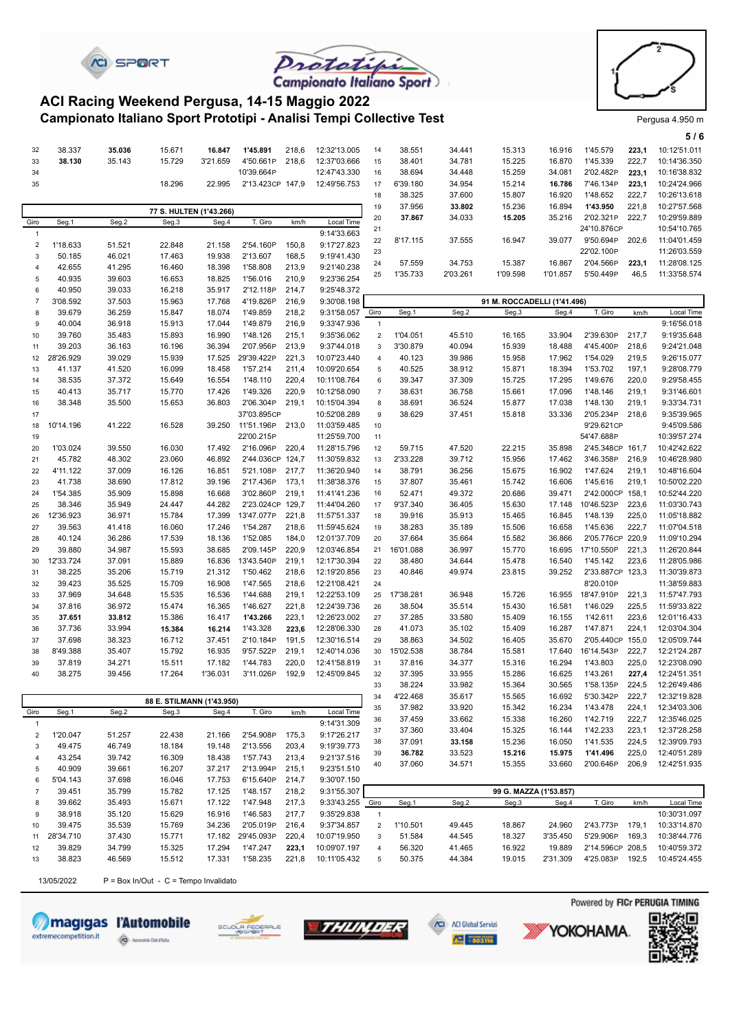# ACI Racing Weekend Pergusa, 14-15 Maggio 2022

## Campionato Italiano Sport Prototipi - Analisi Tempi Collective Test

Pergusa 4.950 m

| Giro | Seg.1 | Seg.2 | Seg.3 | Seg.4 | T. Giro | km/h | Local Time |
|---|---|---|---|---|---|---|---|
| 32 | 38.337 | **35.036** | 15.671 | **16.847** | **1'45.891** | 218,6 | 12:32'13.005 |
| 33 | **38.130** | 35.143 | 15.729 | 3'21.659 | 4'50.661P | 218,6 | 12:37'03.666 |
| 34 | | | | | 10'39.664P | | 12:47'43.330 |
| 35 | | | 18.296 | 22.995 | 2'13.423CP | 147,9 | 12:49'56.753 |

| 77 S. HULTEN (1'43.266) | | | | | | | |
|---|---|---|---|---|---|---|---|
| Giro | Seg.1 | Seg.2 | Seg.3 | Seg.4 | T. Giro | km/h | Local Time |
| 1 | | | | | | | 9:14'33.663 |
| 2 | 1'18.633 | 51.521 | 22.848 | 21.158 | 2'54.160P | 150,8 | 9:17'27.823 |
| 3 | 50.185 | 46.021 | 17.463 | 19.938 | 2'13.607 | 168,5 | 9:19'41.430 |
| 4 | 42.655 | 41.295 | 16.460 | 18.398 | 1'58.808 | 213,9 | 9:21'40.238 |
| 5 | 40.935 | 39.603 | 16.653 | 18.825 | 1'56.016 | 210,9 | 9:23'36.254 |
| 6 | 40.950 | 39.033 | 16.218 | 35.917 | 2'12.118P | 214,7 | 9:25'48.372 |
| 7 | 3'08.592 | 37.503 | 15.963 | 17.768 | 4'19.826P | 216,9 | 9:30'08.198 |
| 8 | 39.679 | 36.259 | 15.847 | 18.074 | 1'49.859 | 218,2 | 9:31'58.057 |
| 9 | 40.004 | 36.918 | 15.913 | 17.044 | 1'49.879 | 216,9 | 9:33'47.936 |
| 10 | 39.760 | 35.483 | 15.893 | 16.990 | 1'48.126 | 215,1 | 9:35'36.062 |
| 11 | 39.203 | 36.163 | 16.196 | 36.394 | 2'07.956P | 213,9 | 9:37'44.018 |
| 12 | 28'26.929 | 39.029 | 15.939 | 17.525 | 29'39.422P | 221,3 | 10:07'23.440 |
| 13 | 41.137 | 41.520 | 16.099 | 18.458 | 1'57.214 | 211,4 | 10:09'20.654 |
| 14 | 38.535 | 37.372 | 15.649 | 16.554 | 1'48.110 | 220,4 | 10:11'08.764 |
| 15 | 40.413 | 35.717 | 15.770 | 17.426 | 1'49.326 | 220,9 | 10:12'58.090 |
| 16 | 38.348 | 35.500 | 15.653 | 36.803 | 2'06.304P | 219,1 | 10:15'04.394 |
| 17 | | | | | 37'03.895CP | | 10:52'08.289 |
| 18 | 10'14.196 | 41.222 | 16.528 | 39.250 | 11'51.196P | 213,0 | 11:03'59.485 |
| 19 | | | | | 22'00.215P | | 11:25'59.700 |
| 20 | 1'03.024 | 39.550 | 16.030 | 17.492 | 2'16.096P | 220,4 | 11:28'15.796 |
| 21 | 45.782 | 48.302 | 23.060 | 46.892 | 2'44.036CP | 124,7 | 11:30'59.832 |
| 22 | 4'11.122 | 37.009 | 16.126 | 16.851 | 5'21.108P | 217,7 | 11:36'20.940 |
| 23 | 41.738 | 38.690 | 17.812 | 39.196 | 2'17.436P | 173,1 | 11:38'38.376 |
| 24 | 1'54.385 | 35.909 | 15.898 | 16.668 | 3'02.860P | 219,1 | 11:41'41.236 |
| 25 | 38.346 | 35.949 | 24.447 | 44.282 | 2'23.024CP | 129,7 | 11:44'04.260 |
| 26 | 12'36.923 | 36.971 | 15.784 | 17.399 | 13'47.077P | 221,8 | 11:57'51.337 |
| 27 | 39.563 | 41.418 | 16.060 | 17.246 | 1'54.287 | 218,6 | 11:59'45.624 |
| 28 | 40.124 | 36.286 | 17.539 | 18.136 | 1'52.085 | 184,0 | 12:01'37.709 |
| 29 | 39.880 | 34.987 | 15.593 | 38.685 | 2'09.145P | 220,9 | 12:03'46.854 |
| 30 | 12'33.724 | 37.091 | 15.889 | 16.836 | 13'43.540P | 219,1 | 12:17'30.394 |
| 31 | 38.225 | 35.206 | 15.719 | 21.312 | 1'50.462 | 218,6 | 12:19'20.856 |
| 32 | 39.423 | 35.525 | 15.709 | 16.908 | 1'47.565 | 218,6 | 12:21'08.421 |
| 33 | 37.969 | 34.648 | 15.535 | 16.536 | 1'44.688 | 219,1 | 12:22'53.109 |
| 34 | 37.816 | 36.972 | 15.474 | 16.365 | 1'46.627 | 221,8 | 12:24'39.736 |
| 35 | **37.651** | **33.812** | 15.386 | 16.417 | **1'43.266** | 223,1 | 12:26'23.002 |
| 36 | 37.736 | 33.994 | **15.384** | **16.214** | 1'43.328 | **223,6** | 12:28'06.330 |
| 37 | 37.698 | 38.323 | 16.712 | 37.451 | 2'10.184P | 191,5 | 12:30'16.514 |
| 38 | 8'49.388 | 35.407 | 15.792 | 16.935 | 9'57.522P | 219,1 | 12:40'14.036 |
| 39 | 37.819 | 34.271 | 15.511 | 17.182 | 1'44.783 | 220,0 | 12:41'58.819 |
| 40 | 38.275 | 39.456 | 17.264 | 1'36.031 | 3'11.026P | 192,9 | 12:45'09.845 |

| 88 E. STILMANN (1'43.950) | | | | | | | |
|---|---|---|---|---|---|---|---|
| Giro | Seg.1 | Seg.2 | Seg.3 | Seg.4 | T. Giro | km/h | Local Time |
| 1 | | | | | | | 9:14'31.309 |
| 2 | 1'20.047 | 51.257 | 22.438 | 21.166 | 2'54.908P | 175,3 | 9:17'26.217 |
| 3 | 49.475 | 46.749 | 18.184 | 19.148 | 2'13.556 | 203,4 | 9:19'39.773 |
| 4 | 43.254 | 39.742 | 16.309 | 18.438 | 1'57.743 | 213,4 | 9:21'37.516 |
| 5 | 40.909 | 39.661 | 16.207 | 37.217 | 2'13.994P | 215,1 | 9:23'51.510 |
| 6 | 5'04.143 | 37.698 | 16.046 | 17.753 | 6'15.640P | 214,7 | 9:30'07.150 |
| 7 | 39.451 | 35.799 | 15.782 | 17.125 | 1'48.157 | 218,2 | 9:31'55.307 |
| 8 | 39.662 | 35.493 | 15.671 | 17.122 | 1'47.948 | 217,3 | 9:33'43.255 |
| 9 | 38.918 | 35.120 | 15.629 | 16.916 | 1'46.583 | 217,7 | 9:35'29.838 |
| 10 | 39.475 | 35.539 | 15.769 | 34.236 | 2'05.019P | 216,4 | 9:37'34.857 |
| 11 | 28'34.710 | 37.430 | 15.771 | 17.182 | 29'45.093P | 220,4 | 10:07'19.950 |
| 12 | 39.829 | 34.799 | 15.325 | 17.294 | 1'47.247 | **223,1** | 10:09'07.197 |
| 13 | 38.823 | 46.569 | 15.512 | 17.331 | 1'58.235 | 221,8 | 10:11'05.432 |
| 14 | 38.551 | 34.441 | 15.313 | 16.916 | 1'45.579 | **223,1** | 10:12'51.011 |
| 15 | 38.401 | 34.781 | 15.225 | 16.870 | 1'45.339 | 222,7 | 10:14'36.350 |
| 16 | 38.694 | 34.448 | 15.259 | 34.081 | 2'02.482P | **223,1** | 10:16'38.832 |
| 17 | 6'39.180 | 34.954 | 15.214 | **16.786** | 7'46.134P | **223,1** | 10:24'24.966 |
| 18 | 38.325 | 37.600 | 15.807 | 16.920 | 1'48.652 | 222,7 | 10:26'13.618 |
| 19 | 37.956 | **33.802** | 15.236 | 16.894 | **1'43.950** | 221,8 | 10:27'57.568 |
| 20 | **37.867** | 34.033 | **15.205** | 35.216 | 2'02.321P | 222,7 | 10:29'59.889 |
| 21 | | | | | 24'10.876CP | | 10:54'10.765 |
| 22 | 8'17.115 | 37.555 | 16.947 | 39.077 | 9'50.694P | 202,6 | 11:04'01.459 |
| 23 | | | | | 22'02.100P | | 11:26'03.559 |
| 24 | 57.559 | 34.753 | 15.387 | 16.867 | 2'04.566P | **223,1** | 11:28'08.125 |
| 25 | 1'35.733 | 2'03.261 | 1'09.598 | 1'01.857 | 5'50.449P | 46,5 | 11:33'58.574 |

| 91 M. ROCCADELLI (1'41.496) | | | | | | | |
|---|---|---|---|---|---|---|---|
| Giro | Seg.1 | Seg.2 | Seg.3 | Seg.4 | T. Giro | km/h | Local Time |
| 1 | | | | | | | 9:16'56.018 |
| 2 | 1'04.051 | 45.510 | 16.165 | 33.904 | 2'39.630P | 217,7 | 9:19'35.648 |
| 3 | 3'30.879 | 40.094 | 15.939 | 18.488 | 4'45.400P | 218,6 | 9:24'21.048 |
| 4 | 40.123 | 39.986 | 15.958 | 17.962 | 1'54.029 | 219,5 | 9:26'15.077 |
| 5 | 40.525 | 38.912 | 15.871 | 18.394 | 1'53.702 | 197,1 | 9:28'08.779 |
| 6 | 39.347 | 37.309 | 15.725 | 17.295 | 1'49.676 | 220,0 | 9:29'58.455 |
| 7 | 38.631 | 36.758 | 15.661 | 17.096 | 1'48.146 | 219,1 | 9:31'46.601 |
| 8 | 38.691 | 36.524 | 15.877 | 17.038 | 1'48.130 | 219,1 | 9:33'34.731 |
| 9 | 38.629 | 37.451 | 15.818 | 33.336 | 2'05.234P | 218,6 | 9:35'39.965 |
| 10 | | | | | 9'29.621CP | | 9:45'09.586 |
| 11 | | | | | 54'47.688P | | 10:39'57.274 |
| 12 | 59.715 | 47.520 | 22.215 | 35.898 | 2'45.348CP | 161,7 | 10:42'42.622 |
| 13 | 2'33.228 | 39.712 | 15.956 | 17.462 | 3'46.358P | 216,9 | 10:46'28.980 |
| 14 | 38.791 | 36.256 | 15.675 | 16.902 | 1'47.624 | 219,1 | 10:48'16.604 |
| 15 | 37.807 | 35.461 | 15.742 | 16.606 | 1'45.616 | 219,1 | 10:50'02.220 |
| 16 | 52.471 | 49.372 | 20.686 | 39.471 | 2'42.000CP | 158,1 | 10:52'44.220 |
| 17 | 9'37.340 | 36.405 | 15.630 | 17.148 | 10'46.523P | 223,6 | 11:03'30.743 |
| 18 | 39.916 | 35.913 | 15.465 | 16.845 | 1'48.139 | 225,0 | 11:05'18.882 |
| 19 | 38.283 | 35.189 | 15.506 | 16.658 | 1'45.636 | 222,7 | 11:07'04.518 |
| 20 | 37.664 | 35.664 | 15.582 | 36.866 | 2'05.776CP | 220,9 | 11:09'10.294 |
| 21 | 16'01.088 | 36.997 | 15.770 | 16.695 | 17'10.550P | 221,3 | 11:26'20.844 |
| 22 | 38.480 | 34.644 | 15.478 | 16.540 | 1'45.142 | 223,6 | 11:28'05.986 |
| 23 | 40.846 | 49.974 | 23.815 | 39.252 | 2'33.887CP | 123,3 | 11:30'39.873 |
| 24 | | | | | 8'20.010P | | 11:38'59.883 |
| 25 | 17'38.281 | 36.948 | 15.726 | 16.955 | 18'47.910P | 221,3 | 11:57'47.793 |
| 26 | 38.504 | 35.514 | 15.430 | 16.581 | 1'46.029 | 225,5 | 11:59'33.822 |
| 27 | 37.285 | 33.580 | 15.409 | 16.155 | 1'42.611 | 223,6 | 12:01'16.433 |
| 28 | 41.073 | 35.102 | 15.409 | 16.287 | 1'47.871 | 224,1 | 12:03'04.304 |
| 29 | 38.863 | 34.502 | 16.405 | 35.670 | 2'05.440CP | 155,0 | 12:05'09.744 |
| 30 | 15'02.538 | 38.784 | 15.581 | 17.640 | 16'14.543P | 222,7 | 12:21'24.287 |
| 31 | 37.816 | 34.377 | 15.316 | 16.294 | 1'43.803 | 225,0 | 12:23'08.090 |
| 32 | 37.395 | 33.955 | 15.286 | 16.625 | 1'43.261 | **227,4** | 12:24'51.351 |
| 33 | 38.224 | 33.982 | 15.364 | 30.565 | 1'58.135P | 224,5 | 12:26'49.486 |
| 34 | 4'22.468 | 35.617 | 15.565 | 16.692 | 5'30.342P | 222,7 | 12:32'19.828 |
| 35 | 37.982 | 33.920 | 15.342 | 16.234 | 1'43.478 | 224,1 | 12:34'03.306 |
| 36 | 37.459 | 33.662 | 15.338 | 16.260 | 1'42.719 | 222,7 | 12:35'46.025 |
| 37 | 37.360 | 33.404 | 15.325 | 16.144 | 1'42.233 | 223,1 | 12:37'28.258 |
| 38 | 37.091 | **33.158** | 15.236 | 16.050 | 1'41.535 | 224,5 | 12:39'09.793 |
| 39 | **36.782** | 33.523 | **15.216** | **15.975** | **1'41.496** | 225,0 | 12:40'51.289 |
| 40 | 37.060 | 34.571 | 15.355 | 33.660 | 2'00.646P | 206,9 | 12:42'51.935 |

| 99 G. MAZZA (1'53.857) | | | | | | | |
|---|---|---|---|---|---|---|---|
| Giro | Seg.1 | Seg.2 | Seg.3 | Seg.4 | T. Giro | km/h | Local Time |
| 1 | | | | | | | 10:30'31.097 |
| 2 | 1'10.501 | 49.445 | 18.867 | 24.960 | 2'43.773P | 179,1 | 10:33'14.870 |
| 3 | 51.584 | 44.545 | 18.327 | 3'35.450 | 5'29.906P | 169,3 | 10:38'44.776 |
| 4 | 56.320 | 41.465 | 16.922 | 19.889 | 2'14.596CP | 208,5 | 10:40'59.372 |
| 5 | 50.375 | 44.384 | 19.015 | 2'31.309 | 4'25.083P | 192,5 | 10:45'24.455 |

13/05/2022 P = Box In/Out - C = Tempo Invalidato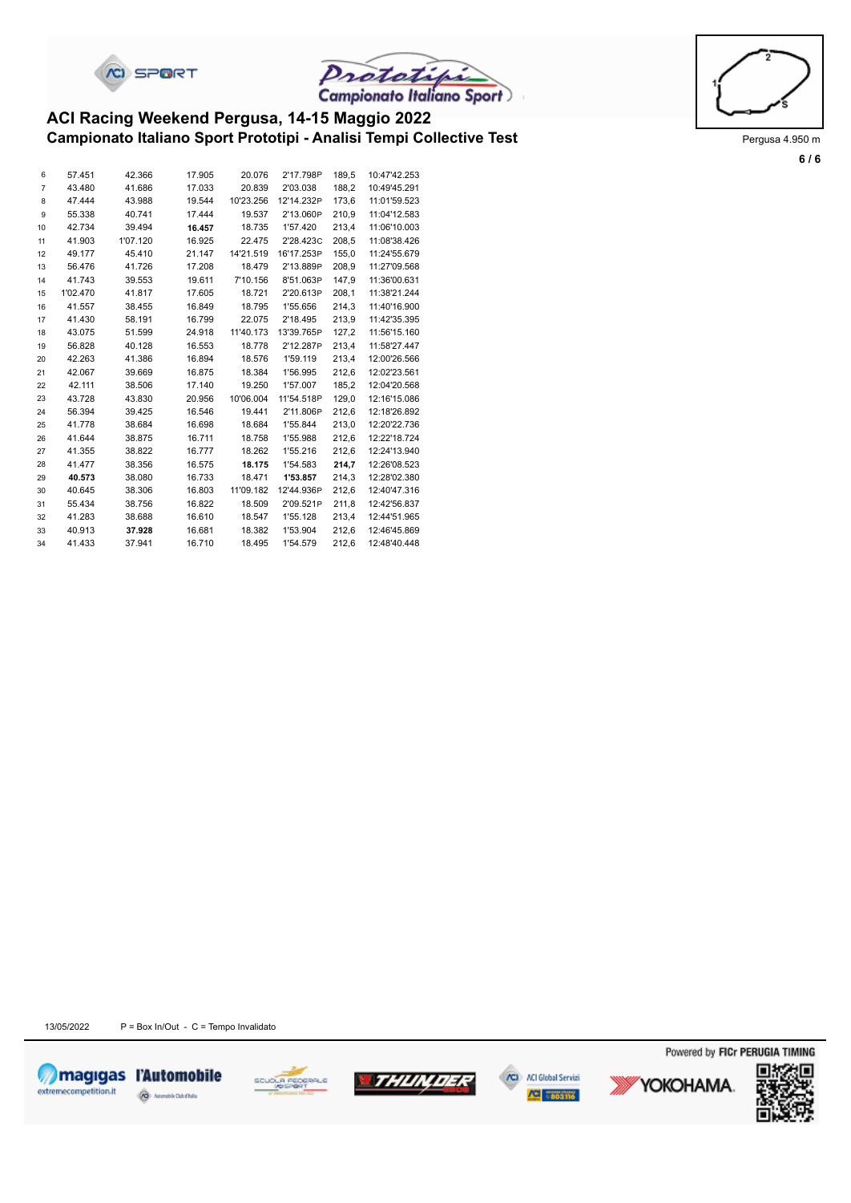# ACI Racing Weekend Pergusa, 14-15 Maggio 2022
## Campionato Italiano Sport Prototipi - Analisi Tempi Collective Test

Pergusa 4.950 m

| | | | | | | | |
|---|---|---|---|---|---|---|---|
| 6 | 57.451 | 42.366 | 17.905 | 20.076 | 2'17.798P | 189,5 | 10:47'42.253 |
| 7 | 43.480 | 41.686 | 17.033 | 20.839 | 2'03.038 | 188,2 | 10:49'45.291 |
| 8 | 47.444 | 43.988 | 19.544 | 10'23.256 | 12'14.232P | 173,6 | 11:01'59.523 |
| 9 | 55.338 | 40.741 | 17.444 | 19.537 | 2'13.060P | 210,9 | 11:04'12.583 |
| 10 | 42.734 | 39.494 | **16.457** | 18.735 | 1'57.420 | 213,4 | 11:06'10.003 |
| 11 | 41.903 | 1'07.120 | 16.925 | 22.475 | 2'28.423C | 208,5 | 11:08'38.426 |
| 12 | 49.177 | 45.410 | 21.147 | 14'21.519 | 16'17.253P | 155,0 | 11:24'55.679 |
| 13 | 56.476 | 41.726 | 17.208 | 18.479 | 2'13.889P | 208,9 | 11:27'09.568 |
| 14 | 41.743 | 39.553 | 19.611 | 7'10.156 | 8'51.063P | 147,9 | 11:36'00.631 |
| 15 | 1'02.470 | 41.817 | 17.605 | 18.721 | 2'20.613P | 208,1 | 11:38'21.244 |
| 16 | 41.557 | 38.455 | 16.849 | 18.795 | 1'55.656 | 214,3 | 11:40'16.900 |
| 17 | 41.430 | 58.191 | 16.799 | 22.075 | 2'18.495 | 213,9 | 11:42'35.395 |
| 18 | 43.075 | 51.599 | 24.918 | 11'40.173 | 13'39.765P | 127,2 | 11:56'15.160 |
| 19 | 56.828 | 40.128 | 16.553 | 18.778 | 2'12.287P | 213,4 | 11:58'27.447 |
| 20 | 42.263 | 41.386 | 16.894 | 18.576 | 1'59.119 | 213,4 | 12:00'26.566 |
| 21 | 42.067 | 39.669 | 16.875 | 18.384 | 1'56.995 | 212,6 | 12:02'23.561 |
| 22 | 42.111 | 38.506 | 17.140 | 19.250 | 1'57.007 | 185,2 | 12:04'20.568 |
| 23 | 43.728 | 43.830 | 20.956 | 10'06.004 | 11'54.518P | 129,0 | 12:16'15.086 |
| 24 | 56.394 | 39.425 | 16.546 | 19.441 | 2'11.806P | 212,6 | 12:18'26.892 |
| 25 | 41.778 | 38.684 | 16.698 | 18.684 | 1'55.844 | 213,0 | 12:20'22.736 |
| 26 | 41.644 | 38.875 | 16.711 | 18.758 | 1'55.988 | 212,6 | 12:22'18.724 |
| 27 | 41.355 | 38.822 | 16.777 | 18.262 | 1'55.216 | 212,6 | 12:24'13.940 |
| 28 | 41.477 | 38.356 | 16.575 | **18.175** | 1'54.583 | **214,7** | 12:26'08.523 |
| 29 | **40.573** | 38.080 | 16.733 | 18.471 | **1'53.857** | 214,3 | 12:28'02.380 |
| 30 | 40.645 | 38.306 | 16.803 | 11'09.182 | 12'44.936P | 212,6 | 12:40'47.316 |
| 31 | 55.434 | 38.756 | 16.822 | 18.509 | 2'09.521P | 211,8 | 12:42'56.837 |
| 32 | 41.283 | 38.688 | 16.610 | 18.547 | 1'55.128 | 213,4 | 12:44'51.965 |
| 33 | 40.913 | **37.928** | 16.681 | 18.382 | 1'53.904 | 212,6 | 12:46'45.869 |
| 34 | 41.433 | 37.941 | 16.710 | 18.495 | 1'54.579 | 212,6 | 12:48'40.448 |

13/05/2022 P = Box In/Out - C = Tempo Invalidato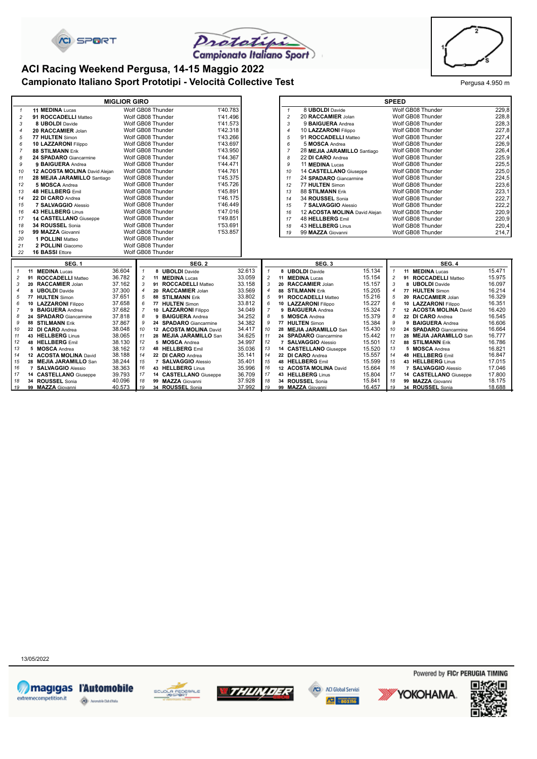# ACI Racing Weekend Pergusa, 14-15 Maggio 2022

## Campionato Italiano Sport Prototipi - Velocità Collective Test

Pergusa 4.950 m

### MIGLIOR GIRO

| | | | |
|---|---|---|---|
| 1 | 11 **MEDINA** Lucas | Wolf GB08 Thunder | 1'40.783 |
| 2 | 91 **ROCCADELLI** Matteo | Wolf GB08 Thunder | 1'41.496 |
| 3 | 8 **UBOLDI** Davide | Wolf GB08 Thunder | 1'41.573 |
| 4 | 20 **RACCAMIER** Jolan | Wolf GB08 Thunder | 1'42.318 |
| 5 | 77 **HULTEN** Simon | Wolf GB08 Thunder | 1'43.266 |
| 6 | 10 **LAZZARONI** Filippo | Wolf GB08 Thunder | 1'43.697 |
| 7 | 88 **STILMANN** Erik | Wolf GB08 Thunder | 1'43.950 |
| 8 | 24 **SPADARO** Giancarmine | Wolf GB08 Thunder | 1'44.367 |
| 9 | 9 **BAIGUERA** Andrea | Wolf GB08 Thunder | 1'44.471 |
| 10 | 12 **ACOSTA MOLINA** David Alejan | Wolf GB08 Thunder | 1'44.761 |
| 11 | 28 **MEJIA JARAMILLO** Santiago | Wolf GB08 Thunder | 1'45.375 |
| 12 | 5 **MOSCA** Andrea | Wolf GB08 Thunder | 1'45.726 |
| 13 | 48 **HELLBERG** Emil | Wolf GB08 Thunder | 1'45.891 |
| 14 | 22 **DI CARO** Andrea | Wolf GB08 Thunder | 1'46.175 |
| 15 | 7 **SALVAGGIO** Alessio | Wolf GB08 Thunder | 1'46.449 |
| 16 | 43 **HELLBERG** Linus | Wolf GB08 Thunder | 1'47.016 |
| 17 | 14 **CASTELLANO** Giuseppe | Wolf GB08 Thunder | 1'49.851 |
| 18 | 34 **ROUSSEL** Sonia | Wolf GB08 Thunder | 1'53.691 |
| 19 | 99 **MAZZA** Giovanni | Wolf GB08 Thunder | 1'53.857 |
| 20 | 1 **POLLINI** Matteo | Wolf GB08 Thunder | |
| 21 | 2 **POLLINI** Giacomo | Wolf GB08 Thunder | |
| 22 | 16 **BASSI** Ettore | Wolf GB08 Thunder | |

### SPEED

| | | | |
|---|---|---|---|
| 1 | 8 **UBOLDI** Davide | Wolf GB08 Thunder | 229,8 |
| 2 | 20 **RACCAMIER** Jolan | Wolf GB08 Thunder | 228,8 |
| 3 | 9 **BAIGUERA** Andrea | Wolf GB08 Thunder | 228,3 |
| 4 | 10 **LAZZARONI** Filippo | Wolf GB08 Thunder | 227,8 |
| 5 | 91 **ROCCADELLI** Matteo | Wolf GB08 Thunder | 227,4 |
| 6 | 5 **MOSCA** Andrea | Wolf GB08 Thunder | 226,9 |
| 7 | 28 **MEJIA JARAMILLO** Santiago | Wolf GB08 Thunder | 226,4 |
| 8 | 22 **DI CARO** Andrea | Wolf GB08 Thunder | 225,9 |
| 9 | 11 **MEDINA** Lucas | Wolf GB08 Thunder | 225,5 |
| 10 | 14 **CASTELLANO** Giuseppe | Wolf GB08 Thunder | 225,0 |
| 11 | 24 **SPADARO** Giancarmine | Wolf GB08 Thunder | 224,5 |
| 12 | 77 **HULTEN** Simon | Wolf GB08 Thunder | 223,6 |
| 13 | 88 **STILMANN** Erik | Wolf GB08 Thunder | 223,1 |
| 14 | 34 **ROUSSEL** Sonia | Wolf GB08 Thunder | 222,7 |
| 15 | 7 **SALVAGGIO** Alessio | Wolf GB08 Thunder | 222,2 |
| 16 | 12 **ACOSTA MOLINA** David Alejan | Wolf GB08 Thunder | 220,9 |
| 17 | 48 **HELLBERG** Emil | Wolf GB08 Thunder | 220,9 |
| 18 | 43 **HELLBERG** Linus | Wolf GB08 Thunder | 220,4 |
| 19 | 99 **MAZZA** Giovanni | Wolf GB08 Thunder | 214,7 |

### SEG. 1

| | | | |
|---|---|---|---|
| 1 | 11 | **MEDINA** Lucas | 36.604 |
| 2 | 91 | **ROCCADELLI** Matteo | 36.782 |
| 3 | 20 | **RACCAMIER** Jolan | 37.162 |
| 4 | 8 | **UBOLDI** Davide | 37.300 |
| 5 | 77 | **HULTEN** Simon | 37.651 |
| 6 | 10 | **LAZZARONI** Filippo | 37.658 |
| 7 | 9 | **BAIGUERA** Andrea | 37.682 |
| 8 | 24 | **SPADARO** Giancarmine | 37.818 |
| 9 | 88 | **STILMANN** Erik | 37.867 |
| 10 | 22 | **DI CARO** Andrea | 38.048 |
| 11 | 43 | **HELLBERG** Linus | 38.065 |
| 12 | 48 | **HELLBERG** Emil | 38.130 |
| 13 | 5 | **MOSCA** Andrea | 38.162 |
| 14 | 12 | **ACOSTA MOLINA** David | 38.188 |
| 15 | 28 | **MEJIA JARAMILLO** San | 38.244 |
| 16 | 7 | **SALVAGGIO** Alessio | 38.363 |
| 17 | 14 | **CASTELLANO** Giuseppe | 39.793 |
| 18 | 34 | **ROUSSEL** Sonia | 40.096 |
| 19 | 99 | **MAZZA** Giovanni | 40.573 |

### SEG. 2

| | | | |
|---|---|---|---|
| 1 | 8 | **UBOLDI** Davide | 32.613 |
| 2 | 11 | **MEDINA** Lucas | 33.059 |
| 3 | 91 | **ROCCADELLI** Matteo | 33.158 |
| 4 | 20 | **RACCAMIER** Jolan | 33.569 |
| 5 | 88 | **STILMANN** Erik | 33.802 |
| 6 | 77 | **HULTEN** Simon | 33.812 |
| 7 | 10 | **LAZZARONI** Filippo | 34.049 |
| 8 | 9 | **BAIGUERA** Andrea | 34.252 |
| 9 | 24 | **SPADARO** Giancarmine | 34.382 |
| 10 | 12 | **ACOSTA MOLINA** David | 34.417 |
| 11 | 28 | **MEJIA JARAMILLO** San | 34.625 |
| 12 | 5 | **MOSCA** Andrea | 34.997 |
| 13 | 48 | **HELLBERG** Emil | 35.036 |
| 14 | 22 | **DI CARO** Andrea | 35.141 |
| 15 | 7 | **SALVAGGIO** Alessio | 35.401 |
| 16 | 43 | **HELLBERG** Linus | 35.996 |
| 17 | 14 | **CASTELLANO** Giuseppe | 36.709 |
| 18 | 99 | **MAZZA** Giovanni | 37.928 |
| 19 | 34 | **ROUSSEL** Sonia | 37.992 |

### SEG. 3

| | | | |
|---|---|---|---|
| 1 | 8 | **UBOLDI** Davide | 15.134 |
| 2 | 11 | **MEDINA** Lucas | 15.154 |
| 3 | 20 | **RACCAMIER** Jolan | 15.157 |
| 4 | 88 | **STILMANN** Erik | 15.205 |
| 5 | 91 | **ROCCADELLI** Matteo | 15.216 |
| 6 | 10 | **LAZZARONI** Filippo | 15.227 |
| 7 | 9 | **BAIGUERA** Andrea | 15.324 |
| 8 | 5 | **MOSCA** Andrea | 15.379 |
| 9 | 77 | **HULTEN** Simon | 15.384 |
| 10 | 28 | **MEJIA JARAMILLO** San | 15.430 |
| 11 | 24 | **SPADARO** Giancarmine | 15.442 |
| 12 | 7 | **SALVAGGIO** Alessio | 15.501 |
| 13 | 14 | **CASTELLANO** Giuseppe | 15.520 |
| 14 | 22 | **DI CARO** Andrea | 15.557 |
| 15 | 48 | **HELLBERG** Emil | 15.599 |
| 16 | 12 | **ACOSTA MOLINA** David | 15.664 |
| 17 | 43 | **HELLBERG** Linus | 15.804 |
| 18 | 34 | **ROUSSEL** Sonia | 15.841 |
| 19 | 99 | **MAZZA** Giovanni | 16.457 |

### SEG. 4

| | | | |
|---|---|---|---|
| 1 | 11 | **MEDINA** Lucas | 15.471 |
| 2 | 91 | **ROCCADELLI** Matteo | 15.975 |
| 3 | 8 | **UBOLDI** Davide | 16.097 |
| 4 | 77 | **HULTEN** Simon | 16.214 |
| 5 | 20 | **RACCAMIER** Jolan | 16.329 |
| 6 | 10 | **LAZZARONI** Filippo | 16.351 |
| 7 | 12 | **ACOSTA MOLINA** David | 16.420 |
| 8 | 22 | **DI CARO** Andrea | 16.545 |
| 9 | 9 | **BAIGUERA** Andrea | 16.606 |
| 10 | 24 | **SPADARO** Giancarmine | 16.664 |
| 11 | 28 | **MEJIA JARAMILLO** San | 16.777 |
| 12 | 88 | **STILMANN** Erik | 16.786 |
| 13 | 5 | **MOSCA** Andrea | 16.821 |
| 14 | 48 | **HELLBERG** Emil | 16.847 |
| 15 | 43 | **HELLBERG** Linus | 17.015 |
| 16 | 7 | **SALVAGGIO** Alessio | 17.046 |
| 17 | 14 | **CASTELLANO** Giuseppe | 17.800 |
| 18 | 99 | **MAZZA** Giovanni | 18.175 |
| 19 | 34 | **ROUSSEL** Sonia | 18.688 |

13/05/2022

Powered by FICr PERUGIA TIMING